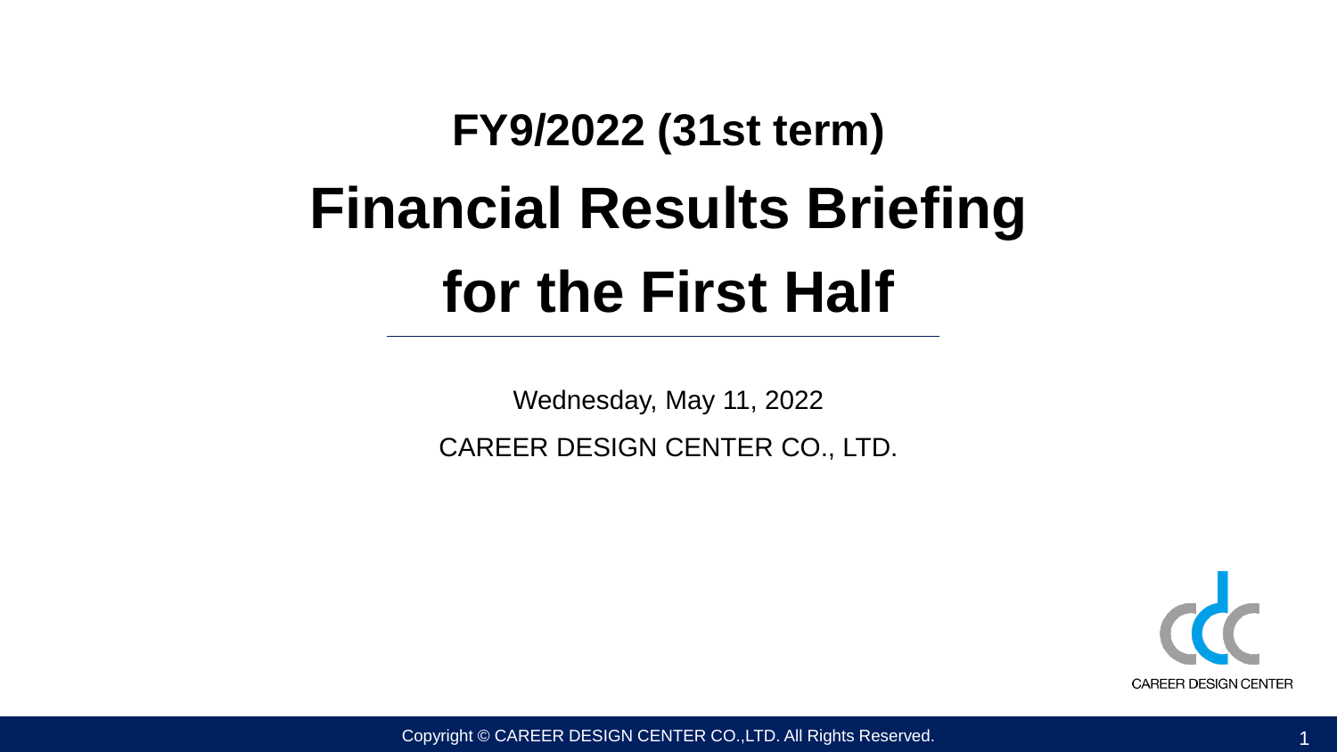# FY9/2022 (31st term)

# Financial Results Briefing for the First Half

Wednesday, May 11, 2022

CAREER DESIGN CENTER CO., LTD.

CAREER DESIGN CENTER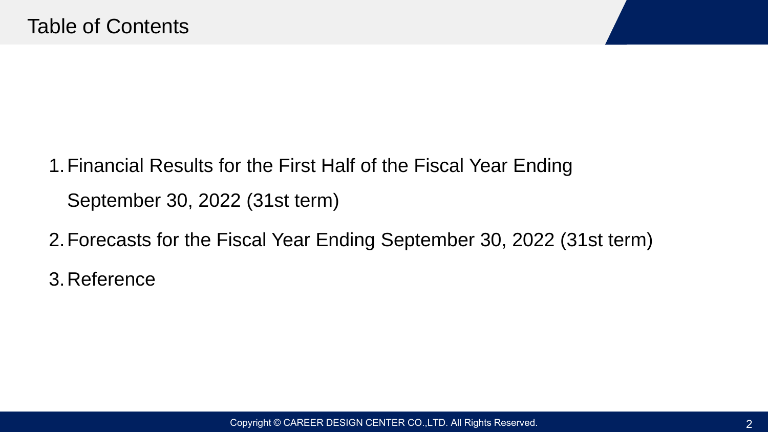# Table of Contents

1. Financial Results for the First Half of the Fiscal Year Ending September 30, 2022 (31st term)
2. Forecasts for the Fiscal Year Ending September 30, 2022 (31st term)
3. Reference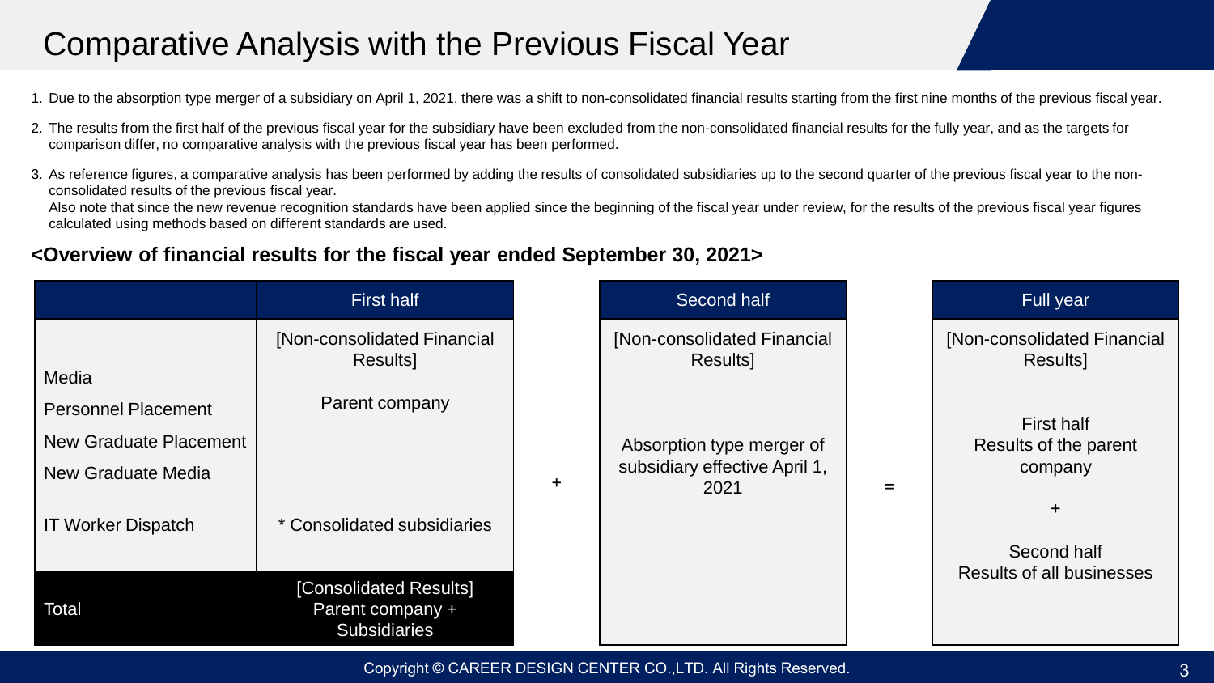# Comparative Analysis with the Previous Fiscal Year

1. Due to the absorption type merger of a subsidiary on April 1, 2021, there was a shift to non-consolidated financial results starting from the first nine months of the previous fiscal year.
2. The results from the first half of the previous fiscal year for the subsidiary have been excluded from the non-consolidated financial results for the fully year, and as the targets for comparison differ, no comparative analysis with the previous fiscal year has been performed.
3. As reference figures, a comparative analysis has been performed by adding the results of consolidated subsidiaries up to the second quarter of the previous fiscal year to the non-consolidated results of the previous fiscal year.
   Also note that since the new revenue recognition standards have been applied since the beginning of the fiscal year under review, for the results of the previous fiscal year figures calculated using methods based on different standards are used.

**<Overview of financial results for the fiscal year ended September 30, 2021>**

| | First half | | Second half | | Full year |
|---|---|---|---|---|---|
| Media<br>Personnel Placement<br>New Graduate Placement<br>New Graduate Media | [Non-consolidated Financial Results]<br>Parent company | + | [Non-consolidated Financial Results]<br>Absorption type merger of subsidiary effective April 1, 2021 | = | [Non-consolidated Financial Results]<br>First half Results of the parent company<br>+<br>Second half Results of all businesses |
| IT Worker Dispatch | * Consolidated subsidiaries | | | | |
| Total | [Consolidated Results] Parent company + Subsidiaries | | | | |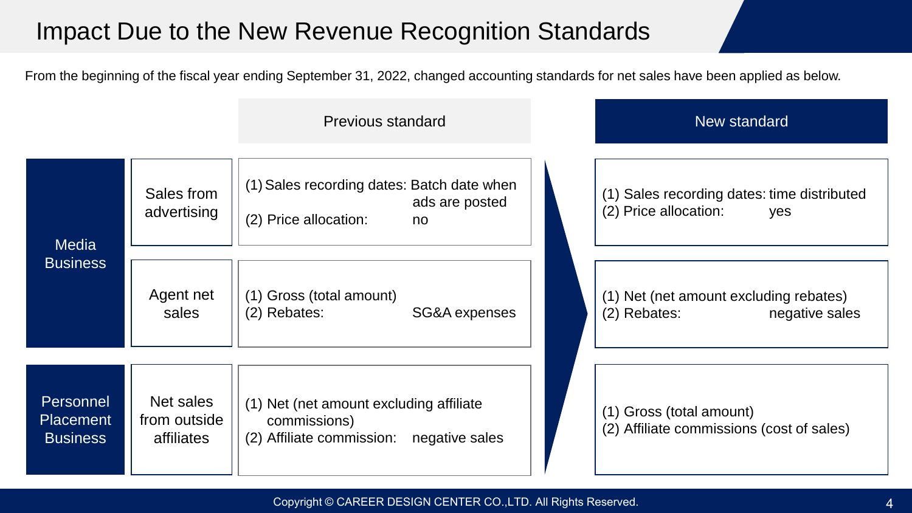# Impact Due to the New Revenue Recognition Standards

From the beginning of the fiscal year ending September 31, 2022, changed accounting standards for net sales have been applied as below.

| | | Previous standard | New standard |
|---|---|---|---|
| Media Business | Sales from advertising | (1) Sales recording dates: Batch date when ads are posted<br>(2) Price allocation: no | (1) Sales recording dates: time distributed<br>(2) Price allocation: yes |
| | Agent net sales | (1) Gross (total amount)<br>(2) Rebates: SG&A expenses | (1) Net (net amount excluding rebates)<br>(2) Rebates: negative sales |
| Personnel Placement Business | Net sales from outside affiliates | (1) Net (net amount excluding affiliate commissions)<br>(2) Affiliate commission: negative sales | (1) Gross (total amount)<br>(2) Affiliate commissions (cost of sales) |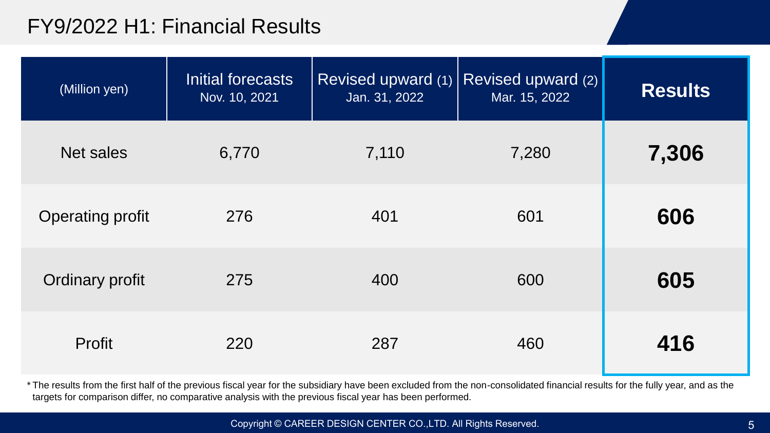# FY9/2022 H1: Financial Results

| (Million yen) | Initial forecasts Nov. 10, 2021 | Revised upward (1) Jan. 31, 2022 | Revised upward (2) Mar. 15, 2022 | **Results** |
|---|---|---|---|---|
| Net sales | 6,770 | 7,110 | 7,280 | **7,306** |
| Operating profit | 276 | 401 | 601 | **606** |
| Ordinary profit | 275 | 400 | 600 | **605** |
| Profit | 220 | 287 | 460 | **416** |

* The results from the first half of the previous fiscal year for the subsidiary have been excluded from the non-consolidated financial results for the fully year, and as the targets for comparison differ, no comparative analysis with the previous fiscal year has been performed.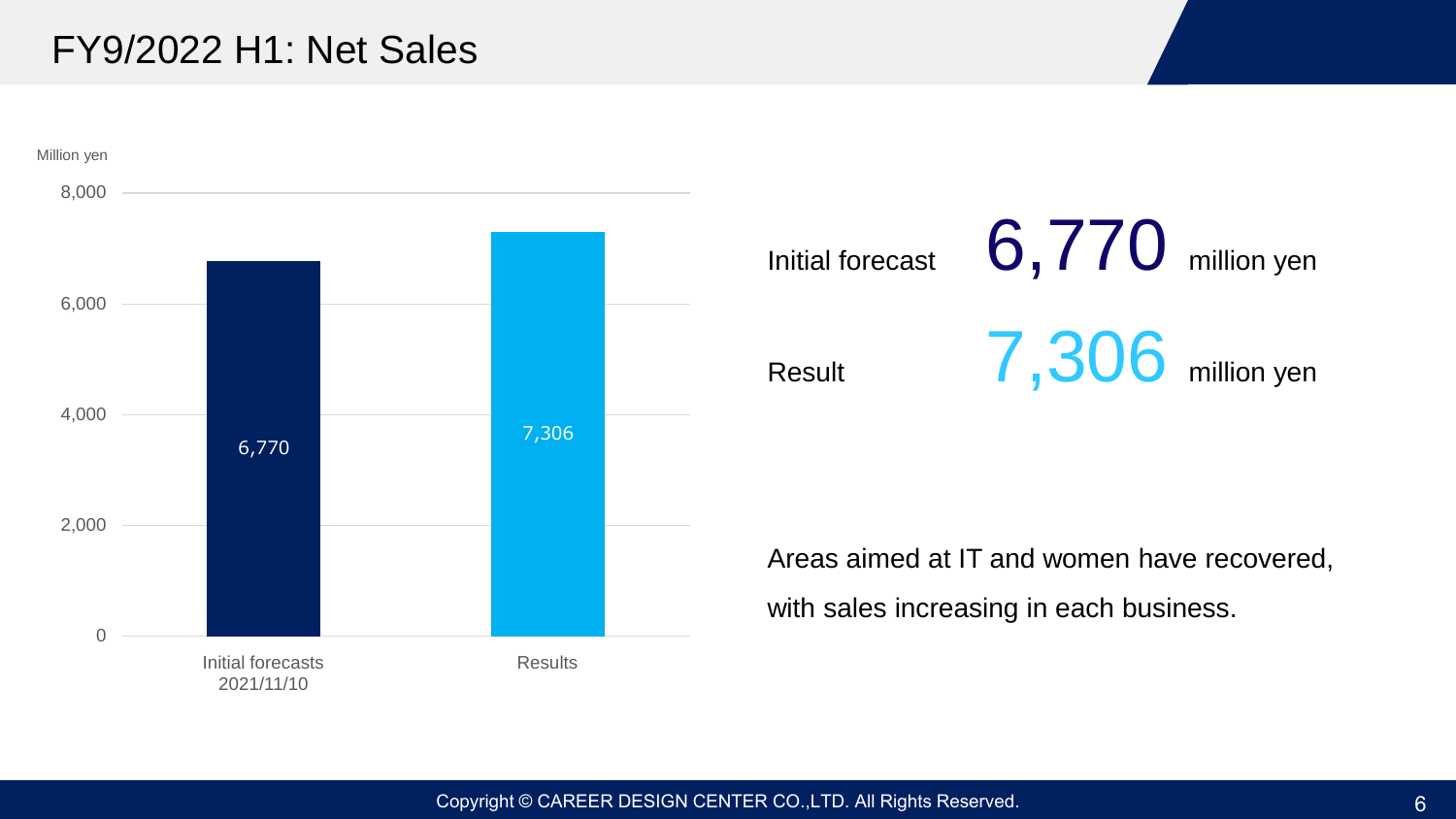# FY9/2022 H1: Net Sales

Million yen

8,000

6,000

4,000

2,000

0

6,770

7,306

Initial forecasts
2021/11/10

Results

Initial forecast **6,770** million yen

Result **7,306** million yen

Areas aimed at IT and women have recovered, with sales increasing in each business.

Copyright © CAREER DESIGN CENTER CO.,LTD. All Rights Reserved.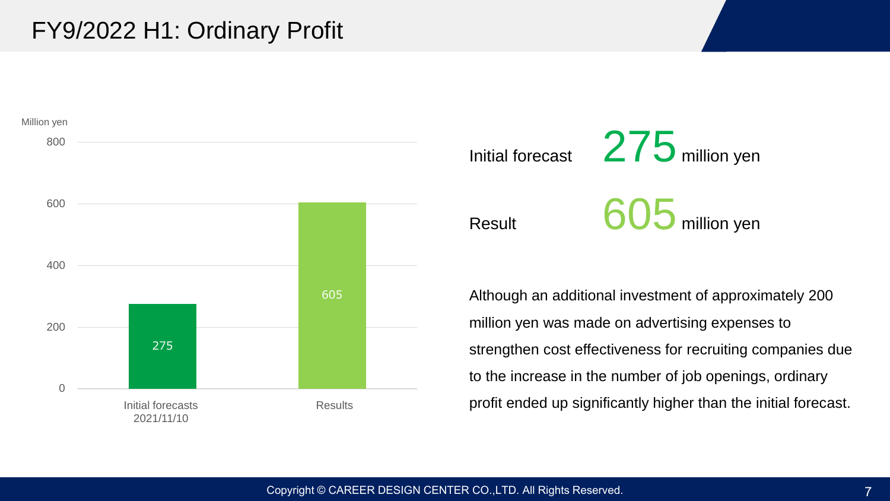# FY9/2022 H1: Ordinary Profit

Million yen

800
600
400
200
0

275
605

Initial forecasts 2021/11/10
Results

Initial forecast **275** million yen

Result **605** million yen

Although an additional investment of approximately 200 million yen was made on advertising expenses to strengthen cost effectiveness for recruiting companies due to the increase in the number of job openings, ordinary profit ended up significantly higher than the initial forecast.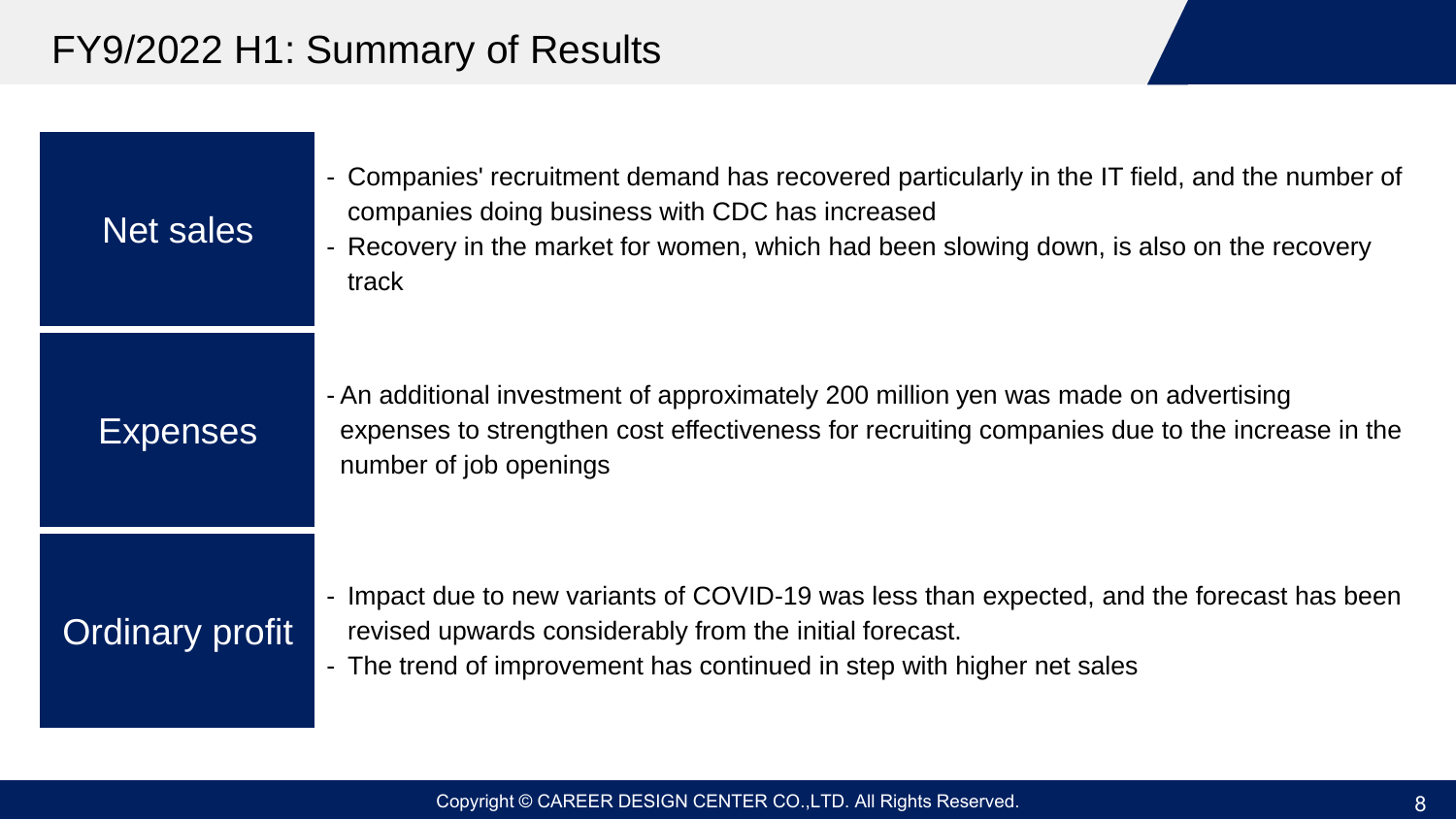# FY9/2022 H1: Summary of Results

| | |
| --- | --- |
| Net sales | - Companies' recruitment demand has recovered particularly in the IT field, and the number of companies doing business with CDC has increased<br>- Recovery in the market for women, which had been slowing down, is also on the recovery track |
| Expenses | - An additional investment of approximately 200 million yen was made on advertising expenses to strengthen cost effectiveness for recruiting companies due to the increase in the number of job openings |
| Ordinary profit | - Impact due to new variants of COVID-19 was less than expected, and the forecast has been revised upwards considerably from the initial forecast.<br>- The trend of improvement has continued in step with higher net sales |

Copyright © CAREER DESIGN CENTER CO.,LTD. All Rights Reserved.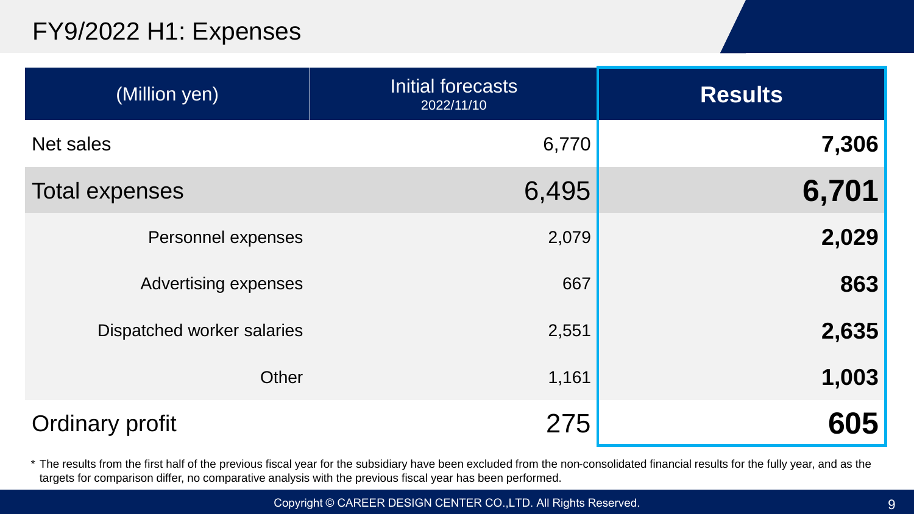# FY9/2022 H1: Expenses

| (Million yen) | Initial forecasts 2022/11/10 | Results |
|---|---|---|
| Net sales | 6,770 | **7,306** |
| Total expenses | 6,495 | **6,701** |
| Personnel expenses | 2,079 | **2,029** |
| Advertising expenses | 667 | **863** |
| Dispatched worker salaries | 2,551 | **2,635** |
| Other | 1,161 | **1,003** |
| Ordinary profit | 275 | **605** |

* The results from the first half of the previous fiscal year for the subsidiary have been excluded from the non-consolidated financial results for the fully year, and as the targets for comparison differ, no comparative analysis with the previous fiscal year has been performed.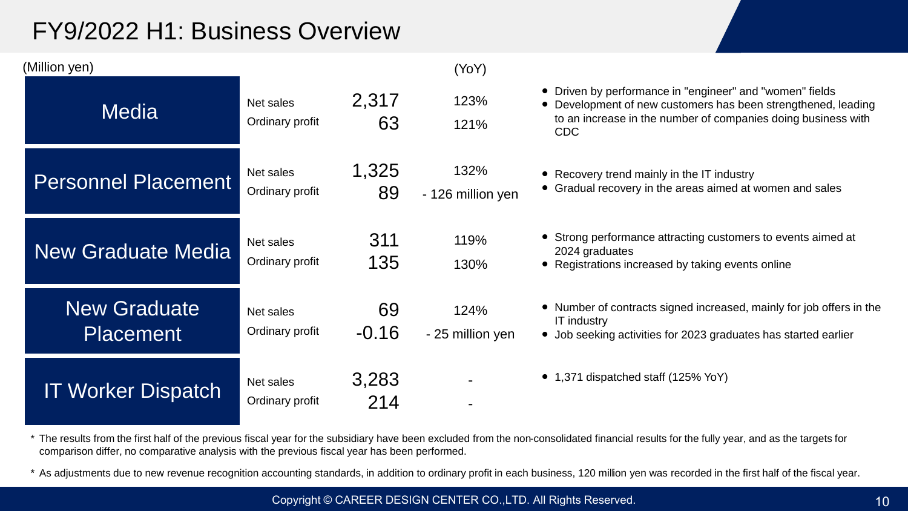# FY9/2022 H1: Business Overview

(Million yen)

| Segment | Item | Amount | (YoY) | Comments |
|---|---|---|---|---|
| Media | Net sales | 2,317 | 123% | • Driven by performance in "engineer" and "women" fields<br>• Development of new customers has been strengthened, leading to an increase in the number of companies doing business with CDC |
| | Ordinary profit | 63 | 121% | |
| Personnel Placement | Net sales | 1,325 | 132% | • Recovery trend mainly in the IT industry<br>• Gradual recovery in the areas aimed at women and sales |
| | Ordinary profit | 89 | - 126 million yen | |
| New Graduate Media | Net sales | 311 | 119% | • Strong performance attracting customers to events aimed at 2024 graduates<br>• Registrations increased by taking events online |
| | Ordinary profit | 135 | 130% | |
| New Graduate Placement | Net sales | 69 | 124% | • Number of contracts signed increased, mainly for job offers in the IT industry<br>• Job seeking activities for 2023 graduates has started earlier |
| | Ordinary profit | -0.16 | - 25 million yen | |
| IT Worker Dispatch | Net sales | 3,283 | - | • 1,371 dispatched staff (125% YoY) |
| | Ordinary profit | 214 | - | |

* The results from the first half of the previous fiscal year for the subsidiary have been excluded from the non-consolidated financial results for the fully year, and as the targets for comparison differ, no comparative analysis with the previous fiscal year has been performed.

* As adjustments due to new revenue recognition accounting standards, in addition to ordinary profit in each business, 120 million yen was recorded in the first half of the fiscal year.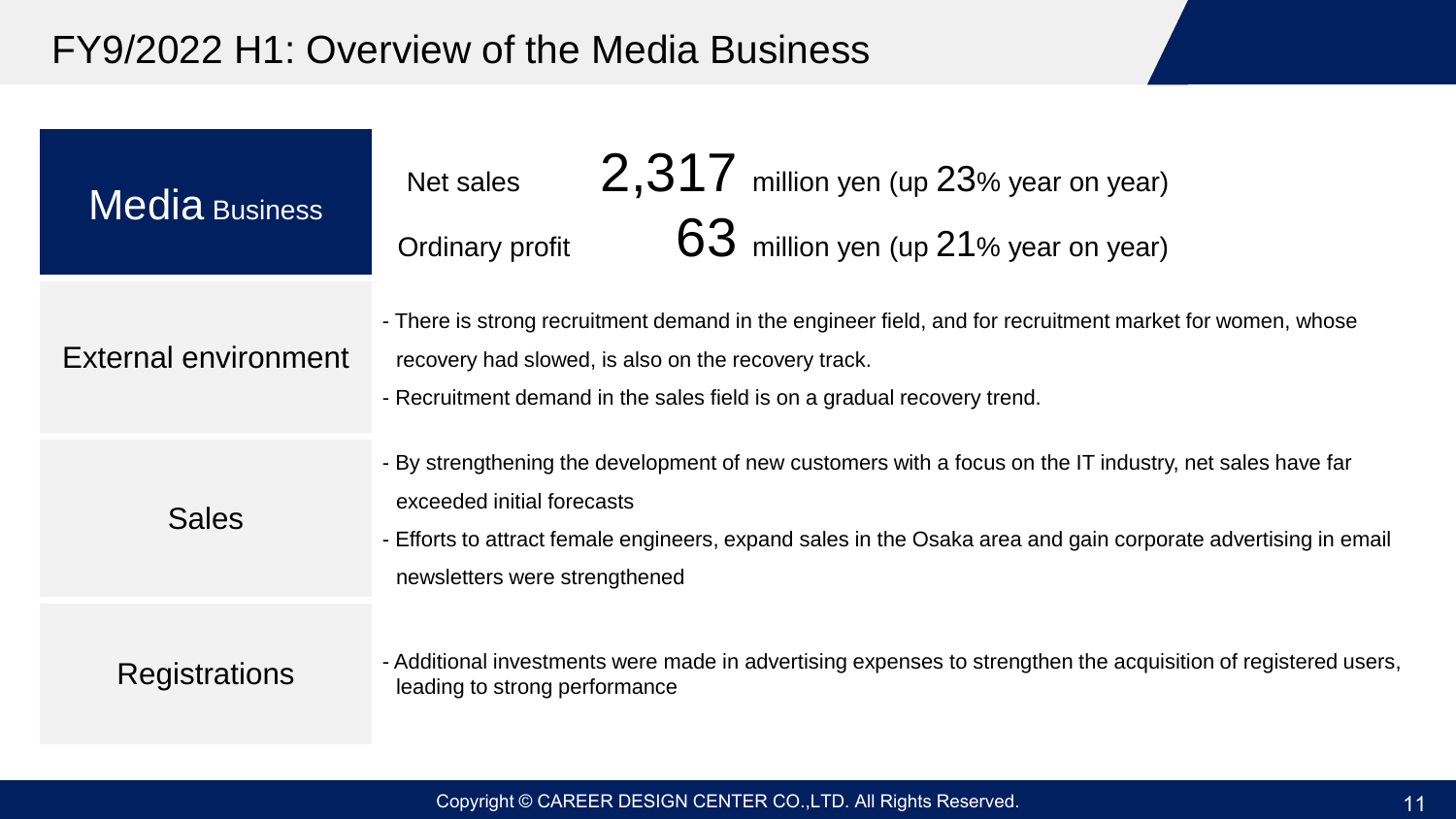# FY9/2022 H1: Overview of the Media Business

| | |
|---|---|
| **Media Business** | Net sales **2,317** million yen (up 23% year on year)<br>Ordinary profit **63** million yen (up 21% year on year) |
| External environment | - There is strong recruitment demand in the engineer field, and for recruitment market for women, whose recovery had slowed, is also on the recovery track.<br>- Recruitment demand in the sales field is on a gradual recovery trend. |
| Sales | - By strengthening the development of new customers with a focus on the IT industry, net sales have far exceeded initial forecasts<br>- Efforts to attract female engineers, expand sales in the Osaka area and gain corporate advertising in email newsletters were strengthened |
| Registrations | - Additional investments were made in advertising expenses to strengthen the acquisition of registered users, leading to strong performance |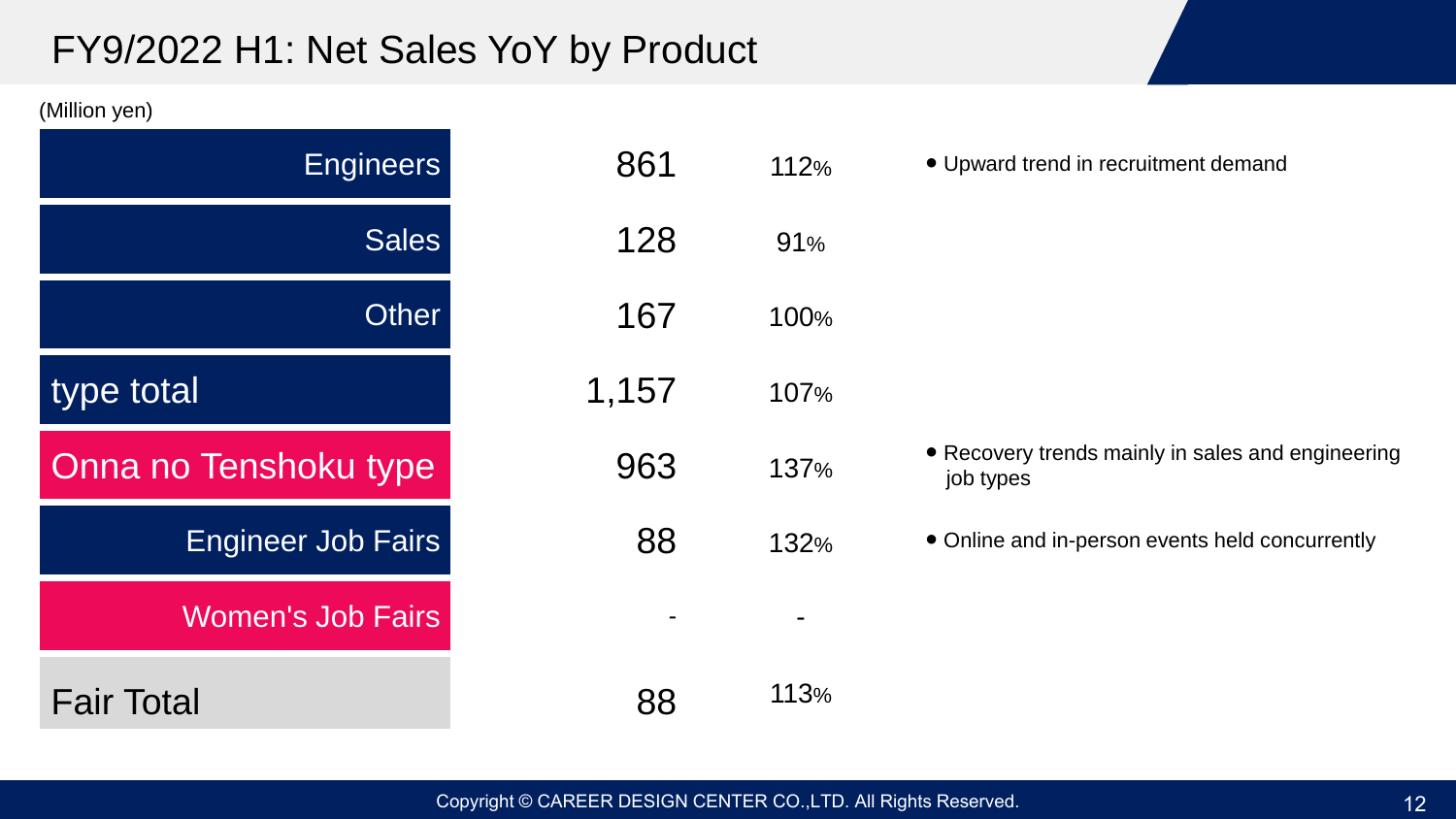# FY9/2022 H1: Net Sales YoY by Product

(Million yen)

| | | | |
|---|---|---|---|
| Engineers | 861 | 112% | • Upward trend in recruitment demand |
| Sales | 128 | 91% | |
| Other | 167 | 100% | |
| type total | 1,157 | 107% | |
| Onna no Tenshoku type | 963 | 137% | • Recovery trends mainly in sales and engineering job types |
| Engineer Job Fairs | 88 | 132% | • Online and in-person events held concurrently |
| Women's Job Fairs | - | - | |
| Fair Total | 88 | 113% | |

Copyright © CAREER DESIGN CENTER CO.,LTD. All Rights Reserved.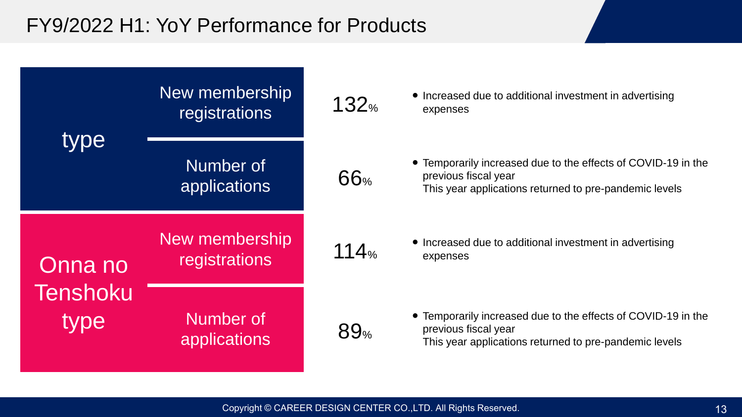# FY9/2022 H1: YoY Performance for Products

| | | | |
|---|---|---|---|
| type | New membership registrations | 132% | Increased due to additional investment in advertising expenses |
| | Number of applications | 66% | Temporarily increased due to the effects of COVID-19 in the previous fiscal year<br>This year applications returned to pre-pandemic levels |
| Onna no Tenshoku type | New membership registrations | 114% | Increased due to additional investment in advertising expenses |
| | Number of applications | 89% | Temporarily increased due to the effects of COVID-19 in the previous fiscal year<br>This year applications returned to pre-pandemic levels |

Copyright © CAREER DESIGN CENTER CO.,LTD. All Rights Reserved.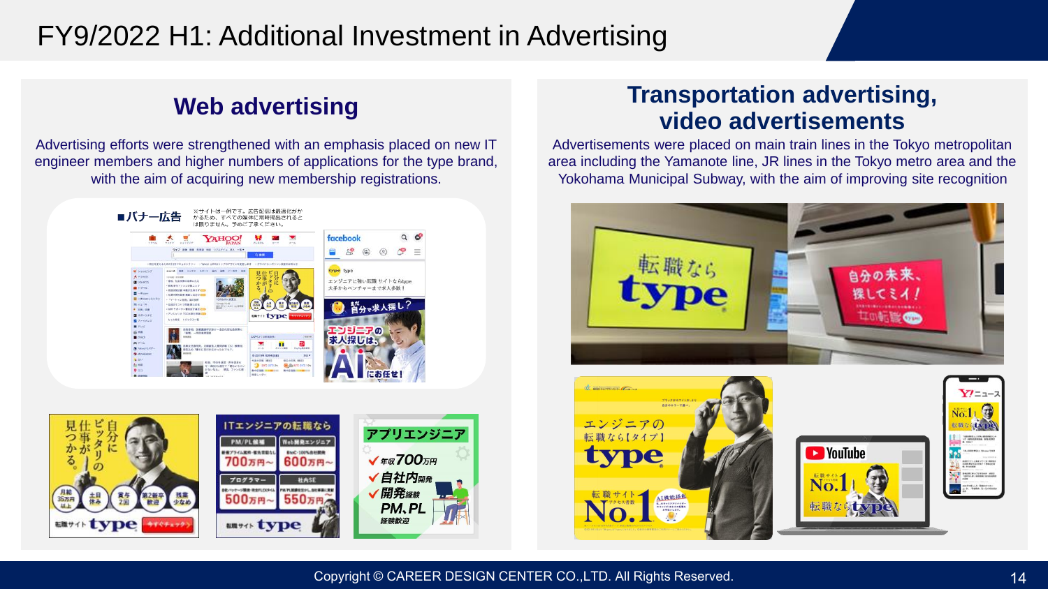# FY9/2022 H1: Additional Investment in Advertising

## Web advertising

Advertising efforts were strengthened with an emphasis placed on new IT engineer members and higher numbers of applications for the type brand, with the aim of acquiring new membership registrations.

## Transportation advertising, video advertisements

Advertisements were placed on main train lines in the Tokyo metropolitan area including the Yamanote line, JR lines in the Tokyo metro area and the Yokohama Municipal Subway, with the aim of improving site recognition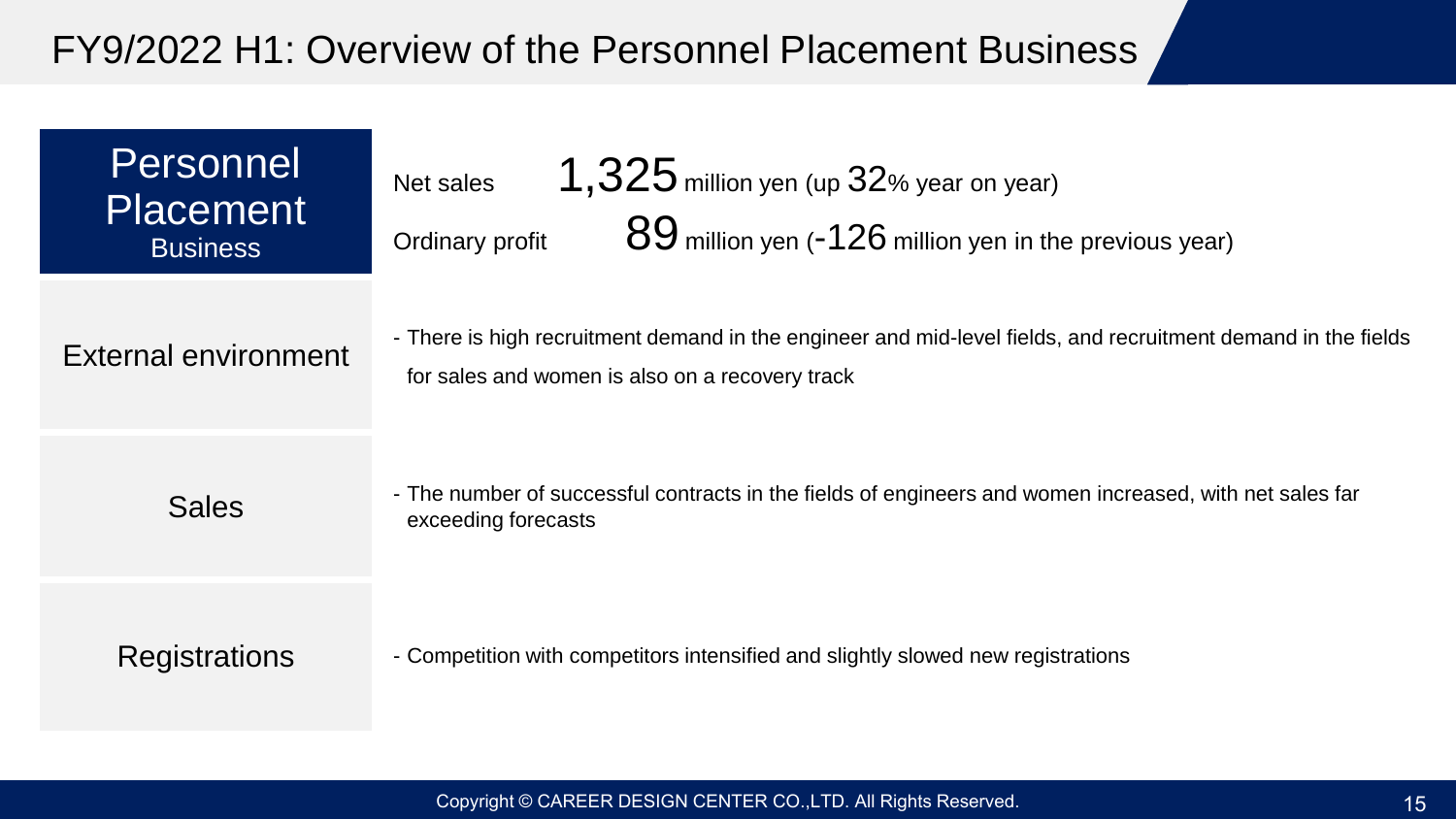# FY9/2022 H1: Overview of the Personnel Placement Business

| | |
|---|---|
| **Personnel Placement Business** | Net sales **1,325** million yen (up **32**% year on year)<br>Ordinary profit **89** million yen (**-126** million yen in the previous year) |
| External environment | - There is high recruitment demand in the engineer and mid-level fields, and recruitment demand in the fields for sales and women is also on a recovery track |
| Sales | - The number of successful contracts in the fields of engineers and women increased, with net sales far exceeding forecasts |
| Registrations | - Competition with competitors intensified and slightly slowed new registrations |

Copyright © CAREER DESIGN CENTER CO.,LTD. All Rights Reserved.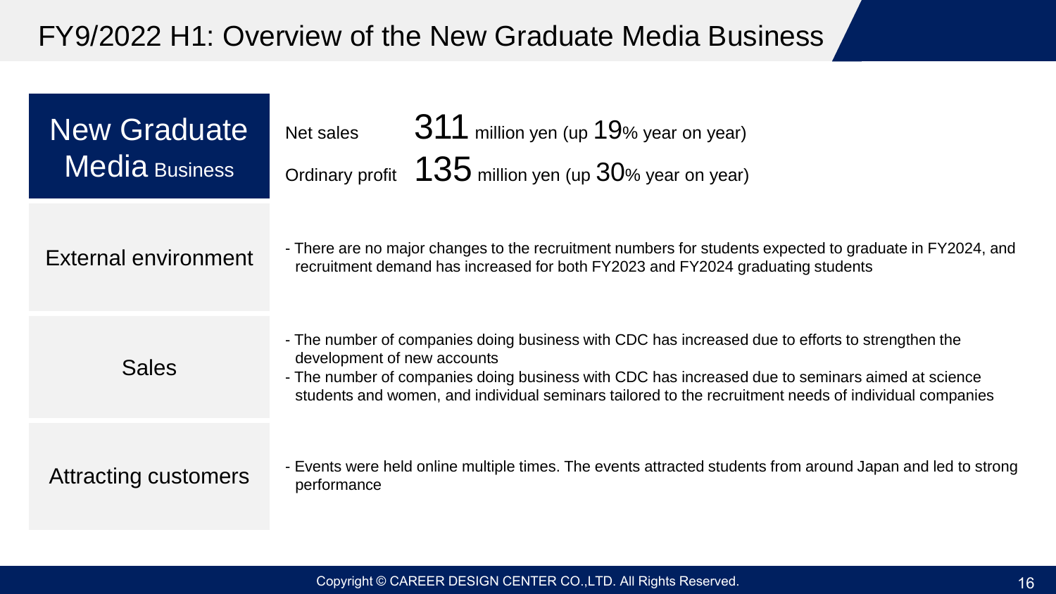# FY9/2022 H1: Overview of the New Graduate Media Business

## New Graduate Media Business

Net sales **311** million yen (up **19**% year on year)

Ordinary profit **135** million yen (up **30**% year on year)

### External environment

- There are no major changes to the recruitment numbers for students expected to graduate in FY2024, and recruitment demand has increased for both FY2023 and FY2024 graduating students

### Sales

- The number of companies doing business with CDC has increased due to efforts to strengthen the development of new accounts
- The number of companies doing business with CDC has increased due to seminars aimed at science students and women, and individual seminars tailored to the recruitment needs of individual companies

### Attracting customers

- Events were held online multiple times. The events attracted students from around Japan and led to strong performance

Copyright © CAREER DESIGN CENTER CO.,LTD. All Rights Reserved.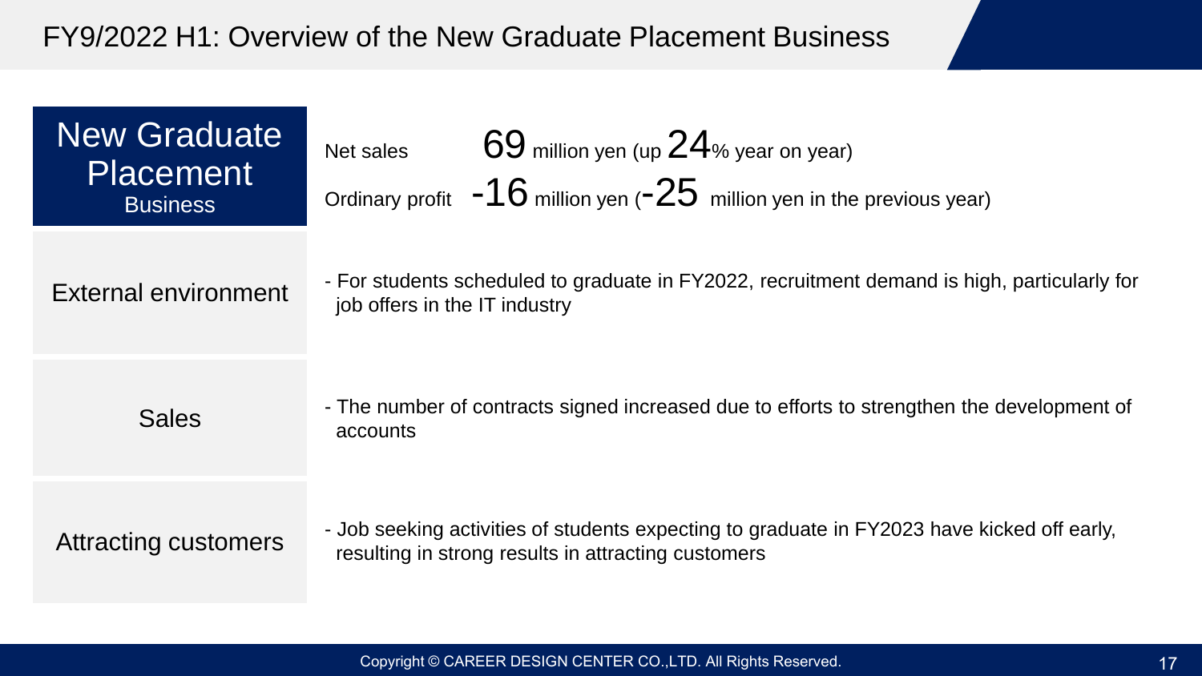# FY9/2022 H1: Overview of the New Graduate Placement Business

| | |
|---|---|
| **New Graduate Placement Business** | Net sales 69 million yen (up 24% year on year)<br>Ordinary profit -16 million yen (-25 million yen in the previous year) |
| External environment | - For students scheduled to graduate in FY2022, recruitment demand is high, particularly for job offers in the IT industry |
| Sales | - The number of contracts signed increased due to efforts to strengthen the development of accounts |
| Attracting customers | - Job seeking activities of students expecting to graduate in FY2023 have kicked off early, resulting in strong results in attracting customers |

Copyright © CAREER DESIGN CENTER CO.,LTD. All Rights Reserved.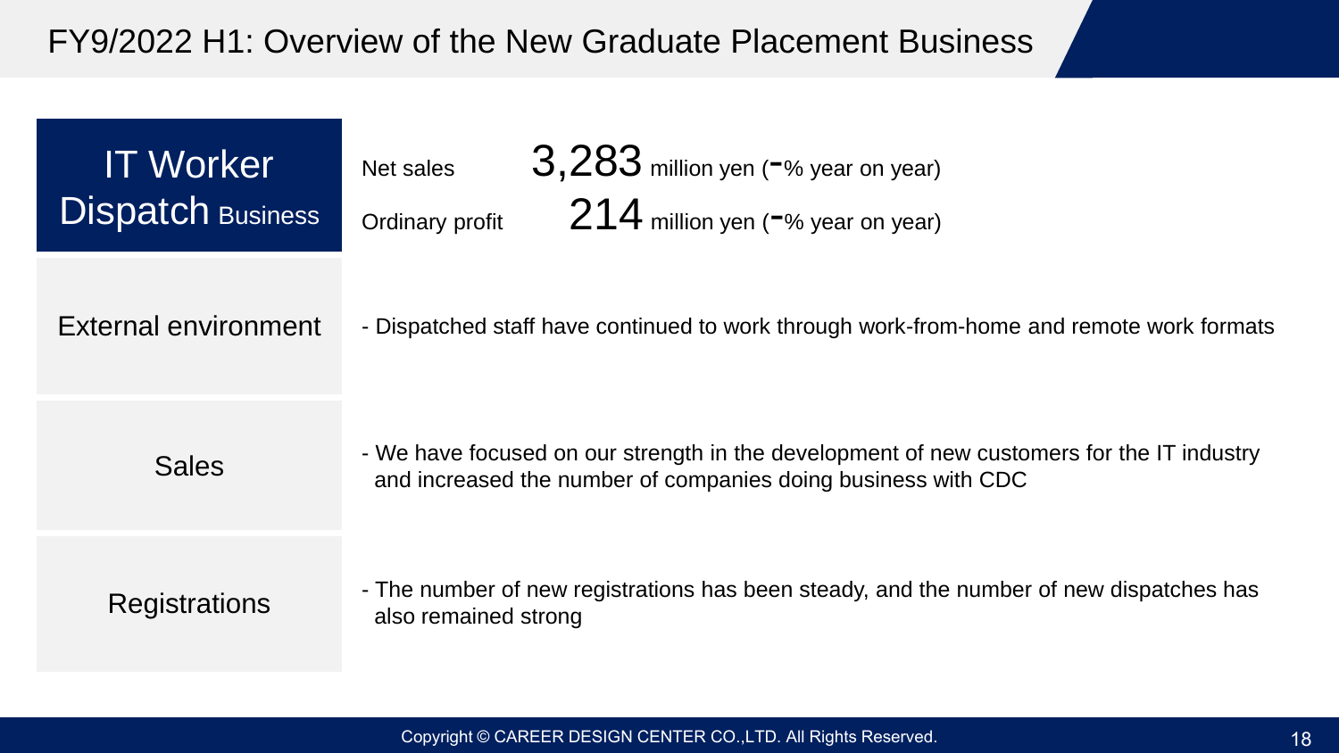# FY9/2022 H1: Overview of the New Graduate Placement Business

| | |
|---|---|
| **IT Worker Dispatch Business** | Net sales 3,283 million yen (-% year on year)<br>Ordinary profit 214 million yen (-% year on year) |
| External environment | - Dispatched staff have continued to work through work-from-home and remote work formats |
| Sales | - We have focused on our strength in the development of new customers for the IT industry and increased the number of companies doing business with CDC |
| Registrations | - The number of new registrations has been steady, and the number of new dispatches has also remained strong |

Copyright © CAREER DESIGN CENTER CO.,LTD. All Rights Reserved.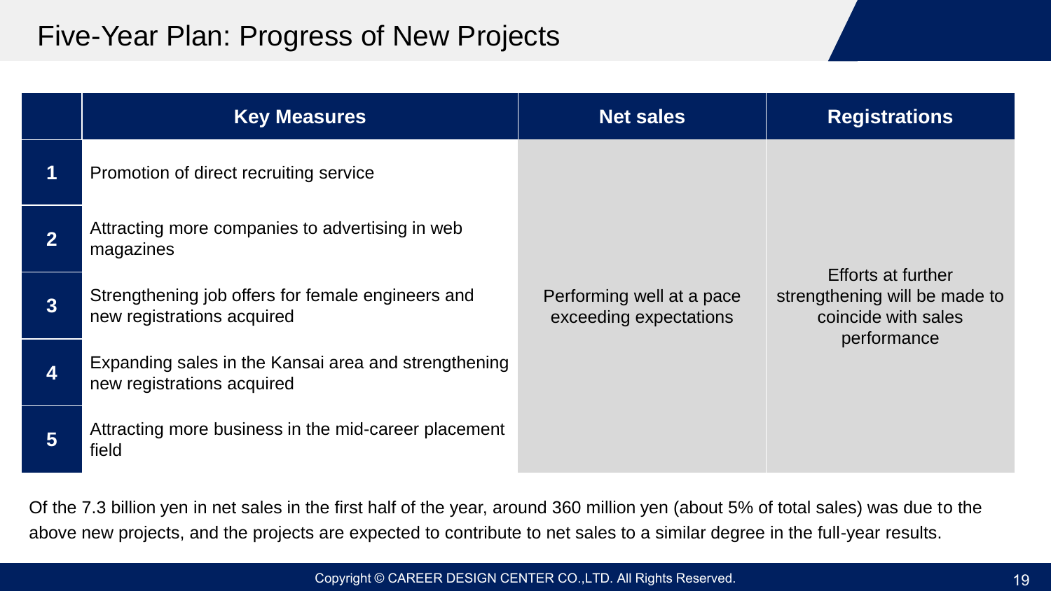# Five-Year Plan: Progress of New Projects

| | Key Measures | Net sales | Registrations |
|---|---|---|---|
| 1 | Promotion of direct recruiting service | Performing well at a pace exceeding expectations | Efforts at further strengthening will be made to coincide with sales performance |
| 2 | Attracting more companies to advertising in web magazines | | |
| 3 | Strengthening job offers for female engineers and new registrations acquired | | |
| 4 | Expanding sales in the Kansai area and strengthening new registrations acquired | | |
| 5 | Attracting more business in the mid-career placement field | | |

Of the 7.3 billion yen in net sales in the first half of the year, around 360 million yen (about 5% of total sales) was due to the above new projects, and the projects are expected to contribute to net sales to a similar degree in the full-year results.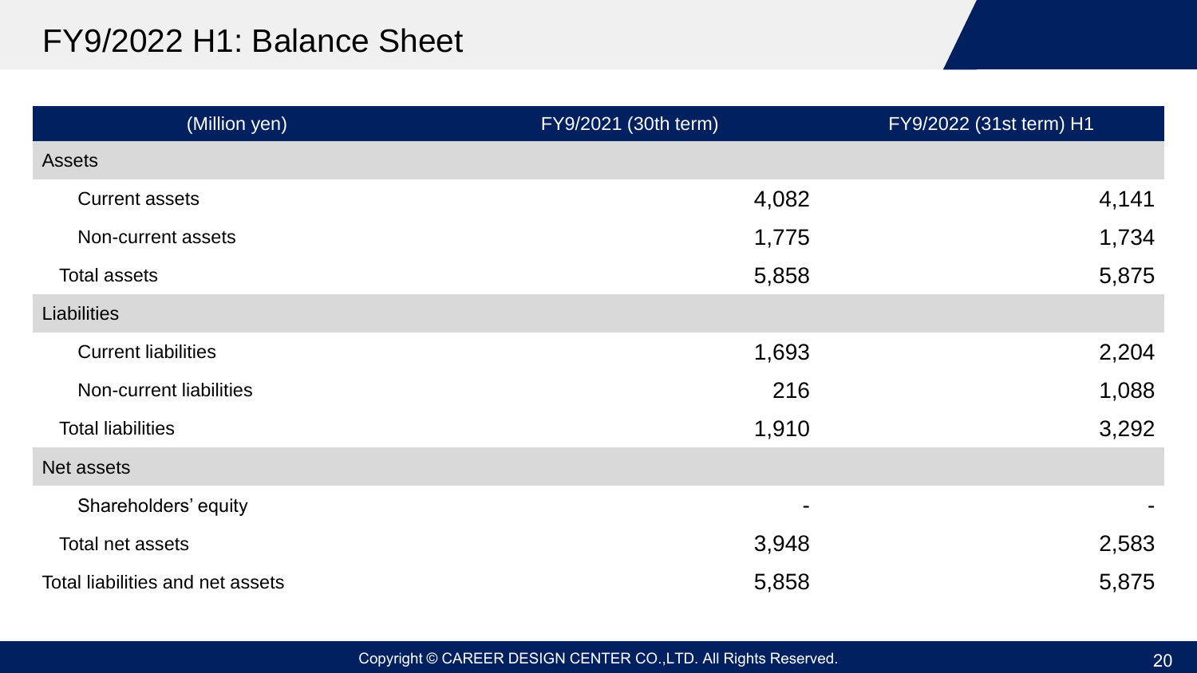# FY9/2022 H1: Balance Sheet

| (Million yen) | FY9/2021 (30th term) | FY9/2022 (31st term) H1 |
|---|---|---|
| Assets | | |
| Current assets | 4,082 | 4,141 |
| Non-current assets | 1,775 | 1,734 |
| Total assets | 5,858 | 5,875 |
| Liabilities | | |
| Current liabilities | 1,693 | 2,204 |
| Non-current liabilities | 216 | 1,088 |
| Total liabilities | 1,910 | 3,292 |
| Net assets | | |
| Shareholders' equity | - | - |
| Total net assets | 3,948 | 2,583 |
| Total liabilities and net assets | 5,858 | 5,875 |

Copyright © CAREER DESIGN CENTER CO.,LTD. All Rights Reserved.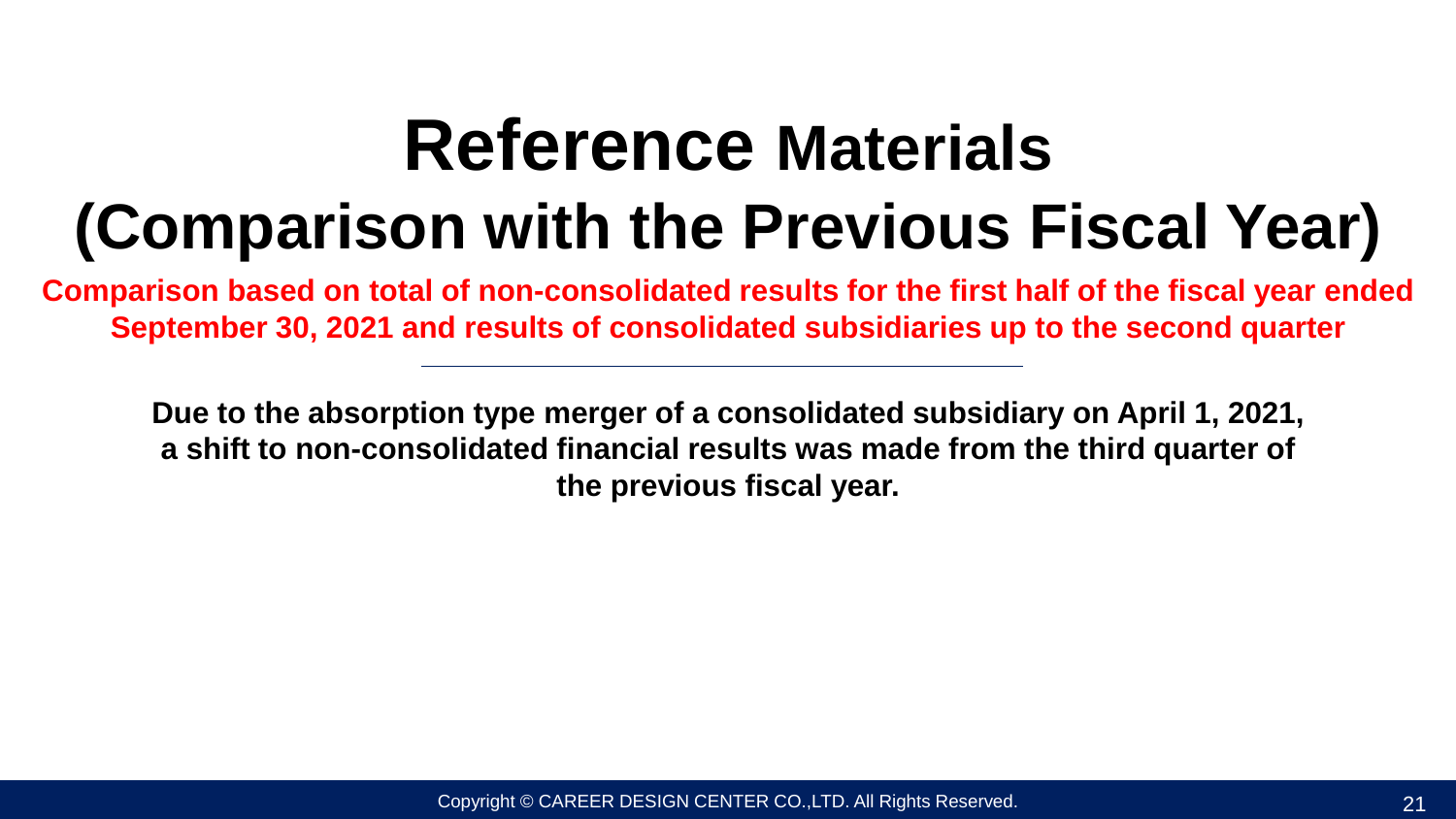# Reference Materials (Comparison with the Previous Fiscal Year)

**Comparison based on total of non-consolidated results for the first half of the fiscal year ended September 30, 2021 and results of consolidated subsidiaries up to the second quarter**

---

**Due to the absorption type merger of a consolidated subsidiary on April 1, 2021, a shift to non-consolidated financial results was made from the third quarter of the previous fiscal year.**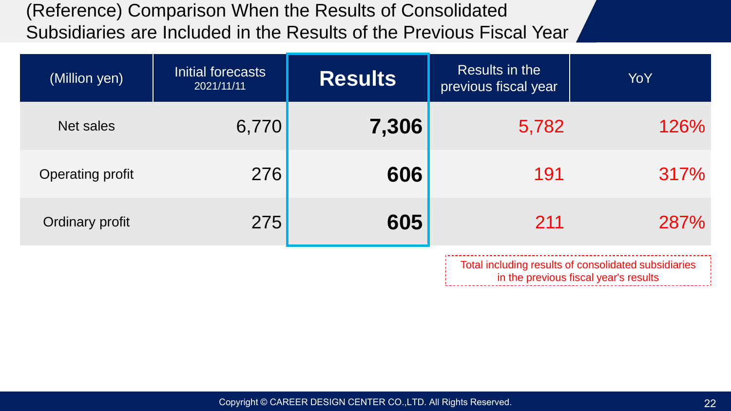# (Reference) Comparison When the Results of Consolidated Subsidiaries are Included in the Results of the Previous Fiscal Year

| (Million yen) | Initial forecasts 2021/11/11 | **Results** | Results in the previous fiscal year | YoY |
|---|---|---|---|---|
| Net sales | 6,770 | **7,306** | 5,782 | 126% |
| Operating profit | 276 | **606** | 191 | 317% |
| Ordinary profit | 275 | **605** | 211 | 287% |

Total including results of consolidated subsidiaries in the previous fiscal year's results

Copyright © CAREER DESIGN CENTER CO.,LTD. All Rights Reserved.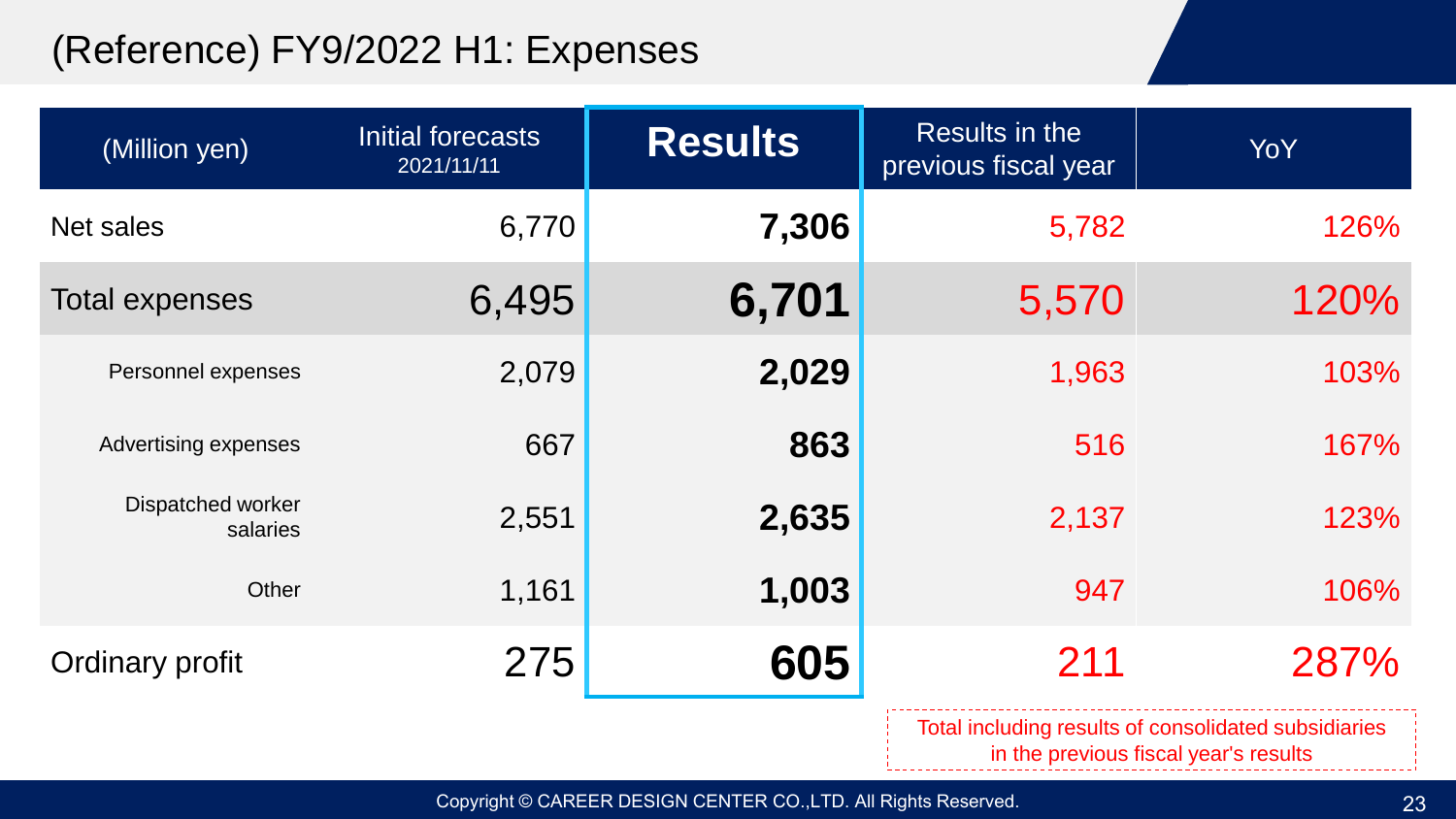# (Reference) FY9/2022 H1: Expenses

| (Million yen) | Initial forecasts 2021/11/11 | **Results** | Results in the previous fiscal year | YoY |
|---|---|---|---|---|
| Net sales | 6,770 | **7,306** | 5,782 | 126% |
| Total expenses | 6,495 | **6,701** | 5,570 | 120% |
| Personnel expenses | 2,079 | **2,029** | 1,963 | 103% |
| Advertising expenses | 667 | **863** | 516 | 167% |
| Dispatched worker salaries | 2,551 | **2,635** | 2,137 | 123% |
| Other | 1,161 | **1,003** | 947 | 106% |
| Ordinary profit | 275 | **605** | 211 | 287% |

Total including results of consolidated subsidiaries in the previous fiscal year's results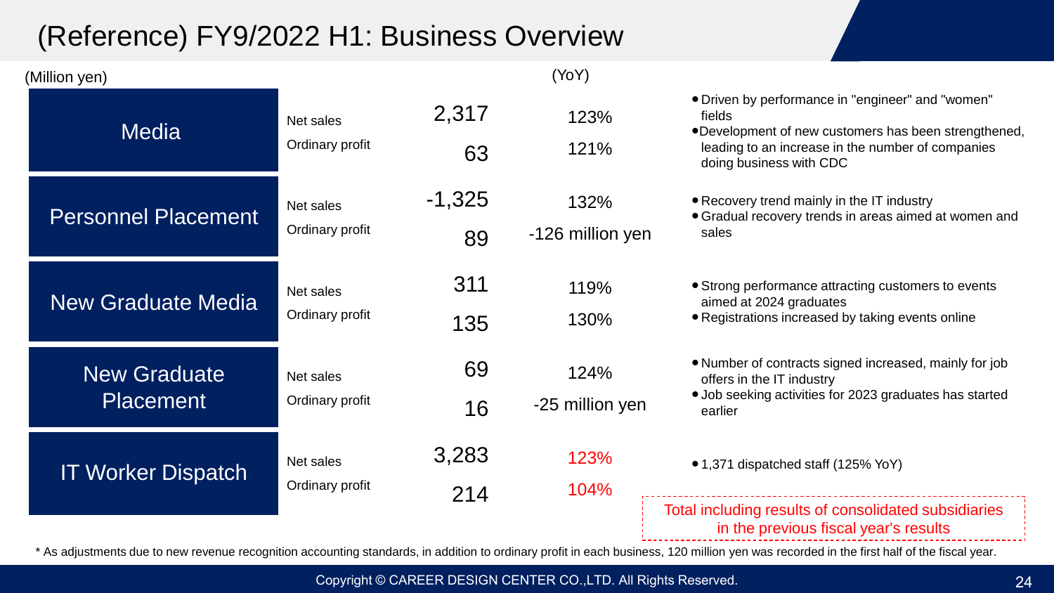# (Reference) FY9/2022 H1: Business Overview

(Million yen)

| Segment | Item | Amount | (YoY) | Comments |
|---|---|---|---|---|
| Media | Net sales | 2,317 | 123% | • Driven by performance in "engineer" and "women" fields<br>• Development of new customers has been strengthened, leading to an increase in the number of companies doing business with CDC |
| | Ordinary profit | 63 | 121% | |
| Personnel Placement | Net sales | -1,325 | 132% | • Recovery trend mainly in the IT industry<br>• Gradual recovery trends in areas aimed at women and sales |
| | Ordinary profit | 89 | -126 million yen | |
| New Graduate Media | Net sales | 311 | 119% | • Strong performance attracting customers to events aimed at 2024 graduates<br>• Registrations increased by taking events online |
| | Ordinary profit | 135 | 130% | |
| New Graduate Placement | Net sales | 69 | 124% | • Number of contracts signed increased, mainly for job offers in the IT industry<br>• Job seeking activities for 2023 graduates has started earlier |
| | Ordinary profit | 16 | -25 million yen | |
| IT Worker Dispatch | Net sales | 3,283 | 123% | • 1,371 dispatched staff (125% YoY) |
| | Ordinary profit | 214 | 104% | Total including results of consolidated subsidiaries in the previous fiscal year's results |

* As adjustments due to new revenue recognition accounting standards, in addition to ordinary profit in each business, 120 million yen was recorded in the first half of the fiscal year.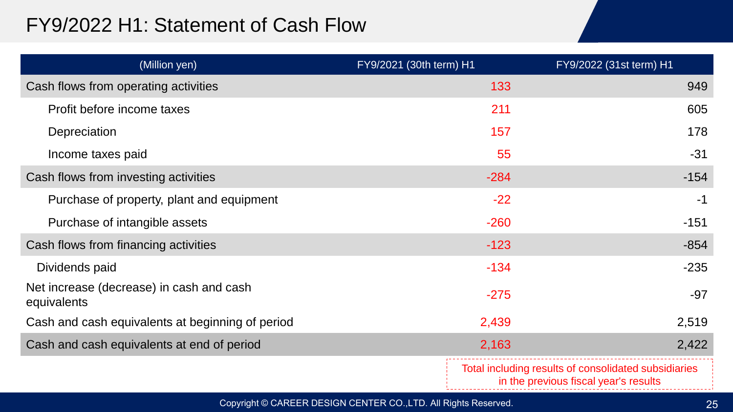# FY9/2022 H1: Statement of Cash Flow

| (Million yen) | FY9/2021 (30th term) H1 | FY9/2022 (31st term) H1 |
|---|---|---|
| Cash flows from operating activities | 133 | 949 |
| Profit before income taxes | 211 | 605 |
| Depreciation | 157 | 178 |
| Income taxes paid | 55 | -31 |
| Cash flows from investing activities | -284 | -154 |
| Purchase of property, plant and equipment | -22 | -1 |
| Purchase of intangible assets | -260 | -151 |
| Cash flows from financing activities | -123 | -854 |
| Dividends paid | -134 | -235 |
| Net increase (decrease) in cash and cash equivalents | -275 | -97 |
| Cash and cash equivalents at beginning of period | 2,439 | 2,519 |
| Cash and cash equivalents at end of period | 2,163 | 2,422 |

Total including results of consolidated subsidiaries in the previous fiscal year's results

Copyright © CAREER DESIGN CENTER CO.,LTD. All Rights Reserved.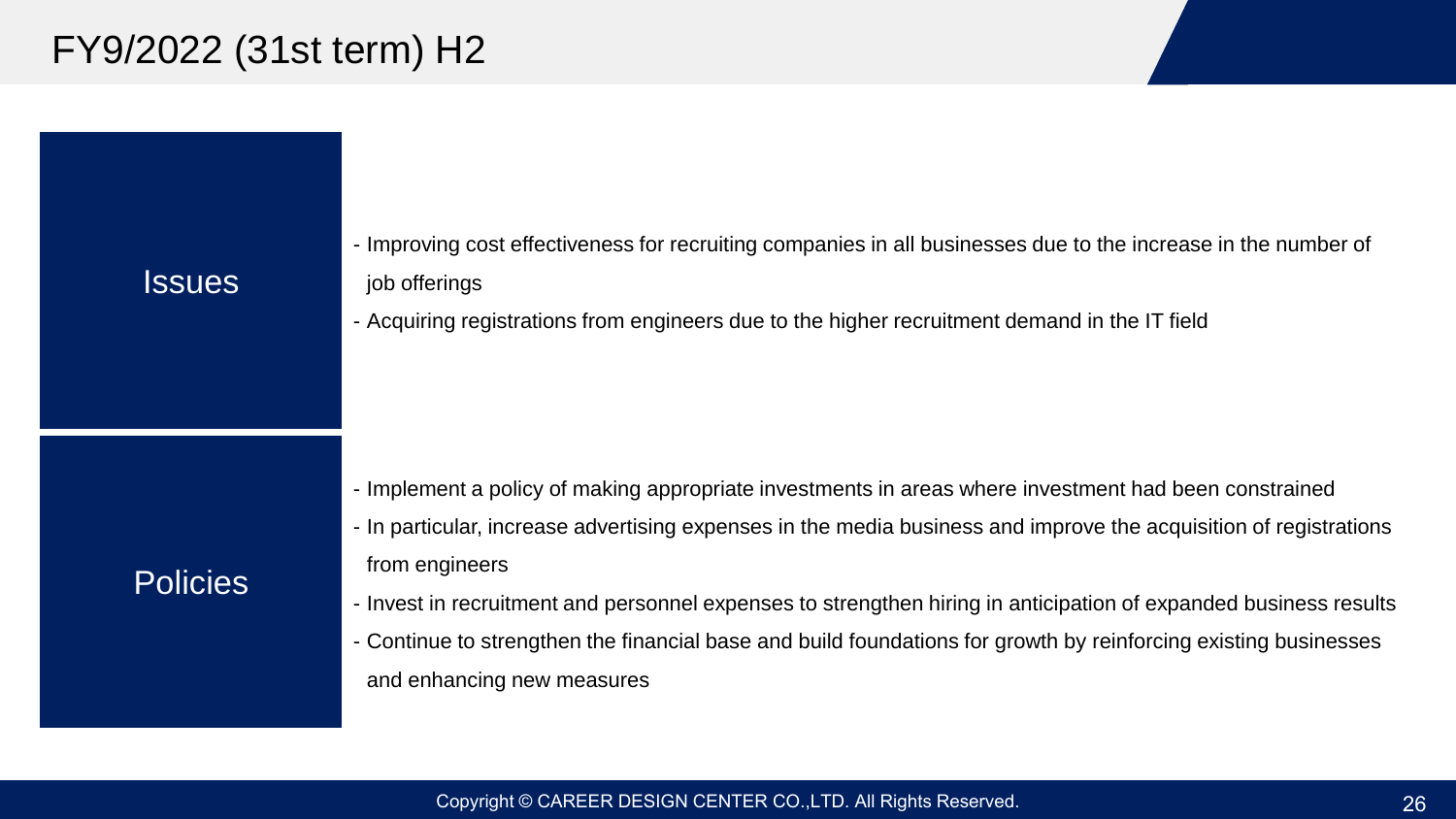# FY9/2022 (31st term) H2

## Issues

- Improving cost effectiveness for recruiting companies in all businesses due to the increase in the number of job offerings
- Acquiring registrations from engineers due to the higher recruitment demand in the IT field

## Policies

- Implement a policy of making appropriate investments in areas where investment had been constrained
- In particular, increase advertising expenses in the media business and improve the acquisition of registrations from engineers
- Invest in recruitment and personnel expenses to strengthen hiring in anticipation of expanded business results
- Continue to strengthen the financial base and build foundations for growth by reinforcing existing businesses and enhancing new measures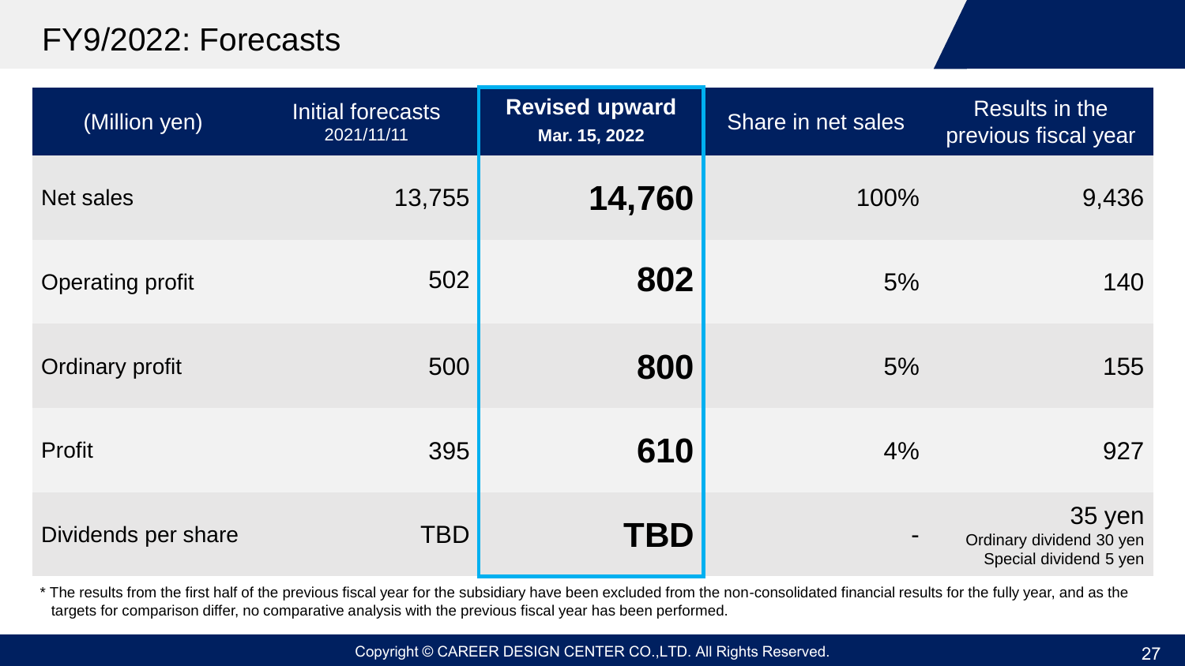# FY9/2022: Forecasts

| (Million yen) | Initial forecasts 2021/11/11 | **Revised upward Mar. 15, 2022** | Share in net sales | Results in the previous fiscal year |
|---|---|---|---|---|
| Net sales | 13,755 | **14,760** | 100% | 9,436 |
| Operating profit | 502 | **802** | 5% | 140 |
| Ordinary profit | 500 | **800** | 5% | 155 |
| Profit | 395 | **610** | 4% | 927 |
| Dividends per share | TBD | **TBD** | - | 35 yen Ordinary dividend 30 yen Special dividend 5 yen |

* The results from the first half of the previous fiscal year for the subsidiary have been excluded from the non-consolidated financial results for the fully year, and as the targets for comparison differ, no comparative analysis with the previous fiscal year has been performed.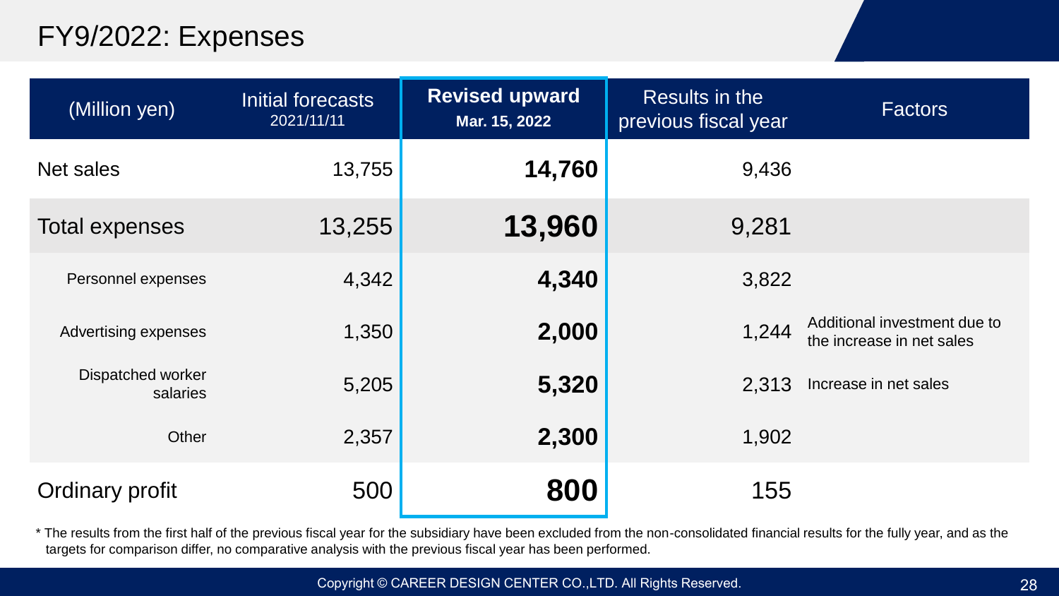# FY9/2022: Expenses

| (Million yen) | Initial forecasts 2021/11/11 | **Revised upward Mar. 15, 2022** | Results in the previous fiscal year | Factors |
|---|---|---|---|---|
| Net sales | 13,755 | **14,760** | 9,436 | |
| Total expenses | 13,255 | **13,960** | 9,281 | |
| Personnel expenses | 4,342 | **4,340** | 3,822 | |
| Advertising expenses | 1,350 | **2,000** | 1,244 | Additional investment due to the increase in net sales |
| Dispatched worker salaries | 5,205 | **5,320** | 2,313 | Increase in net sales |
| Other | 2,357 | **2,300** | 1,902 | |
| Ordinary profit | 500 | **800** | 155 | |

* The results from the first half of the previous fiscal year for the subsidiary have been excluded from the non-consolidated financial results for the fully year, and as the targets for comparison differ, no comparative analysis with the previous fiscal year has been performed.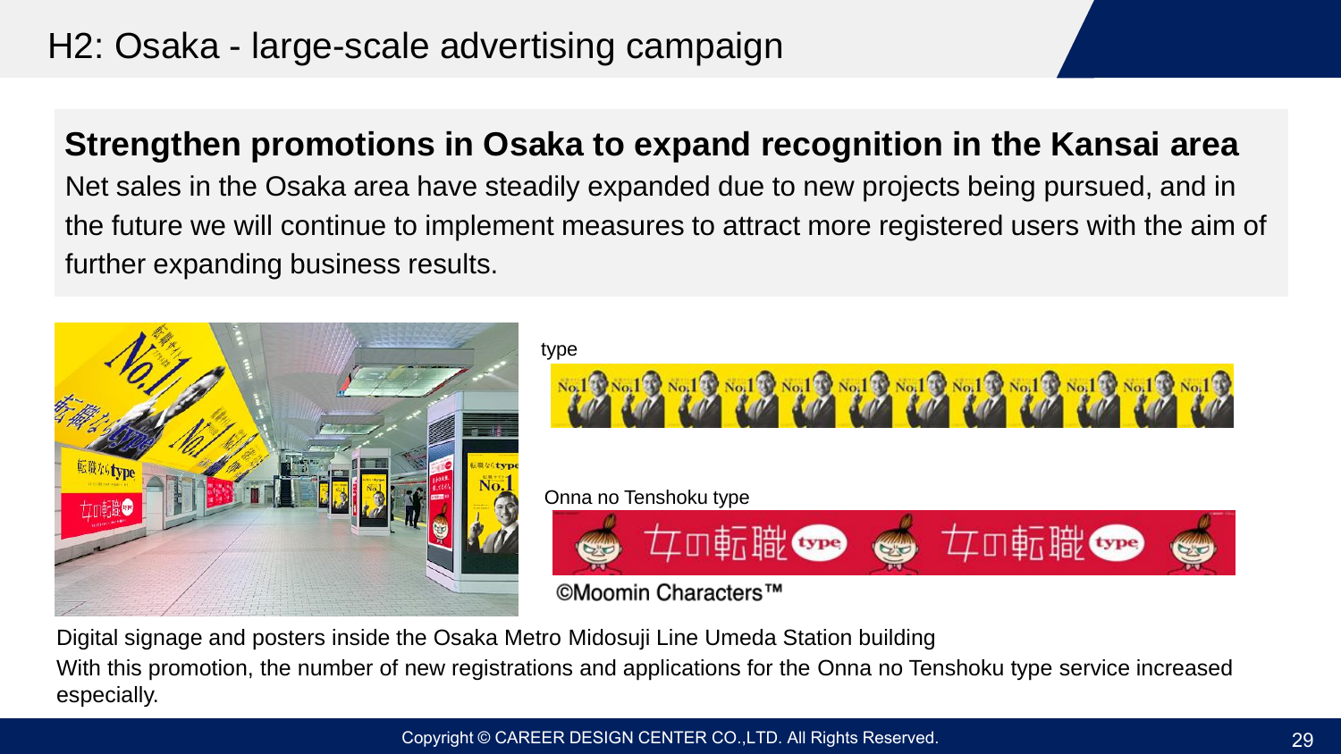# H2: Osaka - large-scale advertising campaign

**Strengthen promotions in Osaka to expand recognition in the Kansai area**

Net sales in the Osaka area have steadily expanded due to new projects being pursued, and in the future we will continue to implement measures to attract more registered users with the aim of further expanding business results.

type

Onna no Tenshoku type

©Moomin Characters™

Digital signage and posters inside the Osaka Metro Midosuji Line Umeda Station building

With this promotion, the number of new registrations and applications for the Onna no Tenshoku type service increased especially.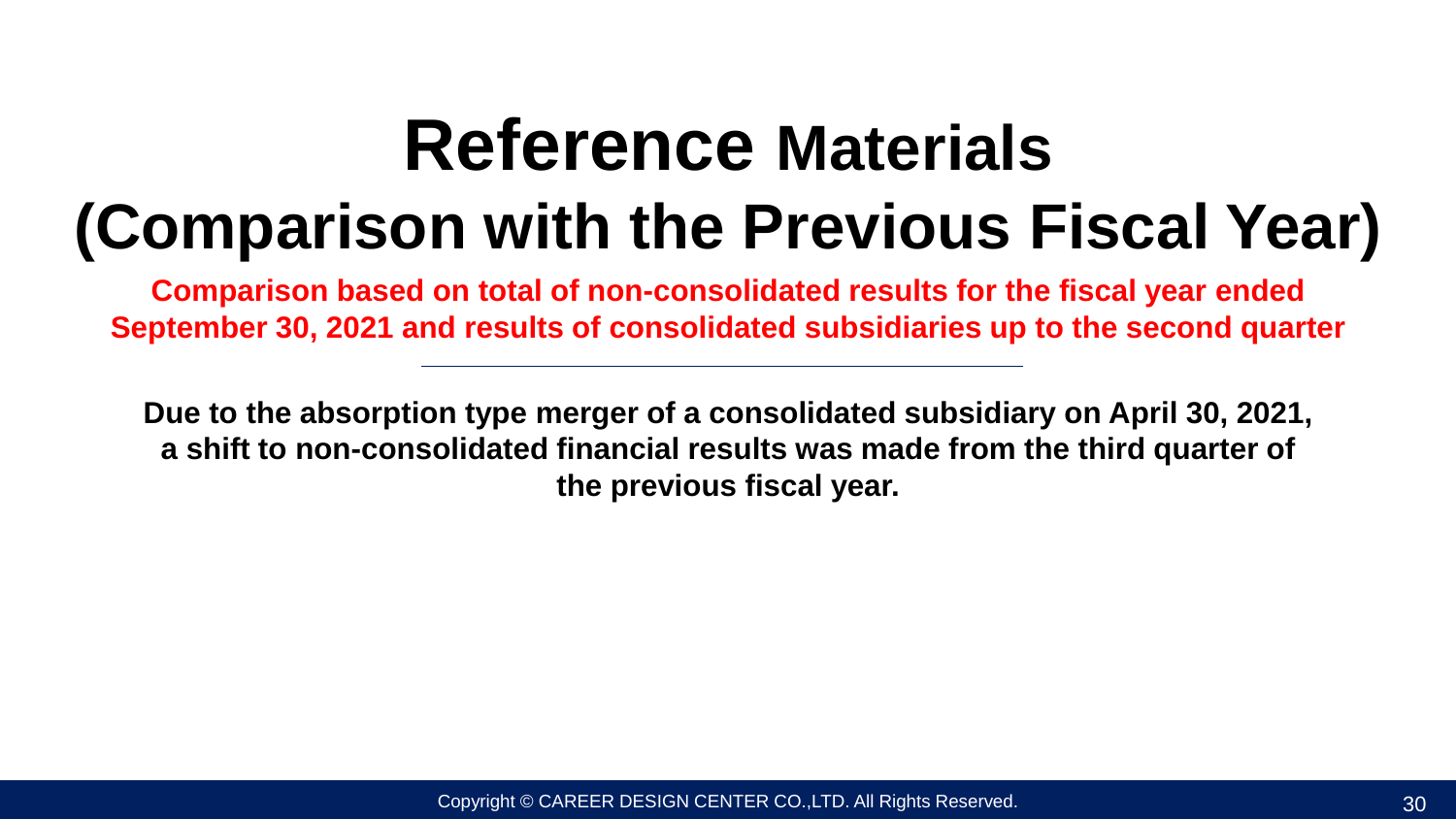# Reference Materials (Comparison with the Previous Fiscal Year)

**Comparison based on total of non-consolidated results for the fiscal year ended September 30, 2021 and results of consolidated subsidiaries up to the second quarter**

---

**Due to the absorption type merger of a consolidated subsidiary on April 30, 2021, a shift to non-consolidated financial results was made from the third quarter of the previous fiscal year.**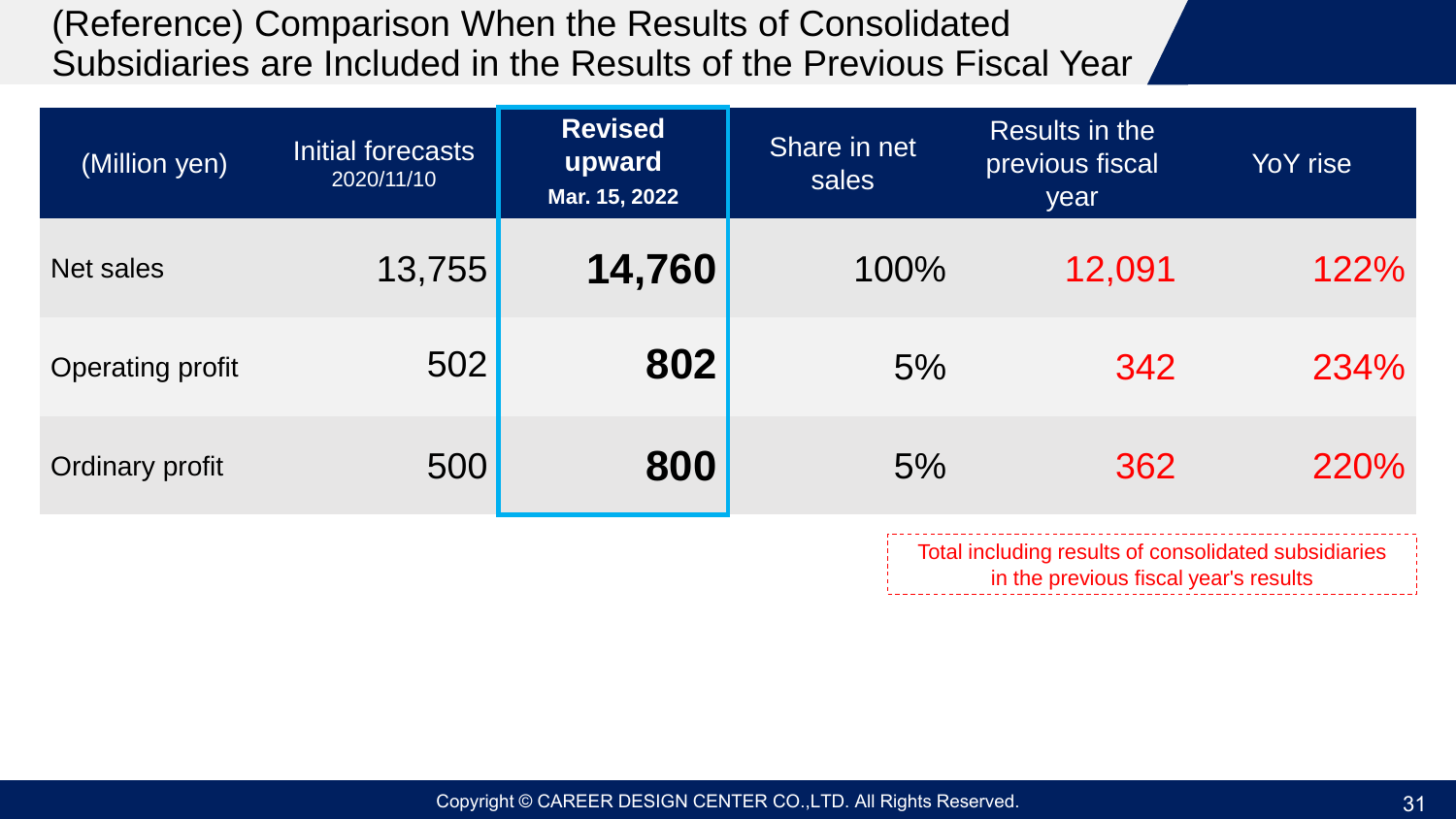# (Reference) Comparison When the Results of Consolidated Subsidiaries are Included in the Results of the Previous Fiscal Year

| (Million yen) | Initial forecasts 2020/11/10 | **Revised upward Mar. 15, 2022** | Share in net sales | Results in the previous fiscal year | YoY rise |
|---|---|---|---|---|---|
| Net sales | 13,755 | **14,760** | 100% | 12,091 | 122% |
| Operating profit | 502 | **802** | 5% | 342 | 234% |
| Ordinary profit | 500 | **800** | 5% | 362 | 220% |

Total including results of consolidated subsidiaries in the previous fiscal year's results

Copyright © CAREER DESIGN CENTER CO.,LTD. All Rights Reserved.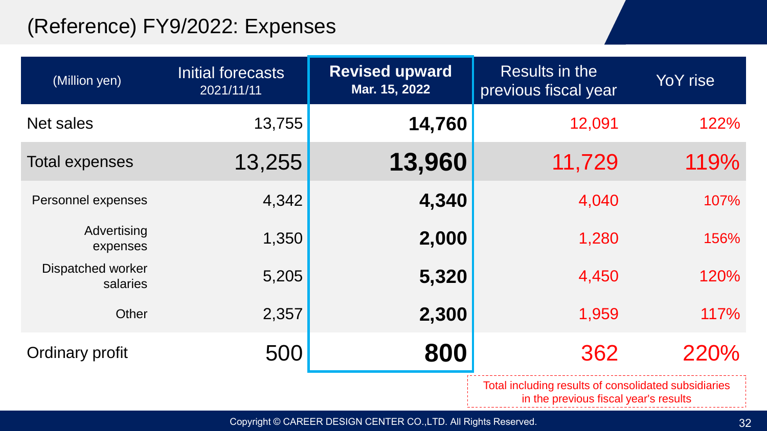# (Reference) FY9/2022: Expenses

| (Million yen) | Initial forecasts 2021/11/11 | **Revised upward Mar. 15, 2022** | Results in the previous fiscal year | YoY rise |
|---|---|---|---|---|
| Net sales | 13,755 | **14,760** | 12,091 | 122% |
| Total expenses | 13,255 | **13,960** | 11,729 | 119% |
| Personnel expenses | 4,342 | **4,340** | 4,040 | 107% |
| Advertising expenses | 1,350 | **2,000** | 1,280 | 156% |
| Dispatched worker salaries | 5,205 | **5,320** | 4,450 | 120% |
| Other | 2,357 | **2,300** | 1,959 | 117% |
| Ordinary profit | 500 | **800** | 362 | 220% |

Total including results of consolidated subsidiaries in the previous fiscal year's results

Copyright © CAREER DESIGN CENTER CO.,LTD. All Rights Reserved.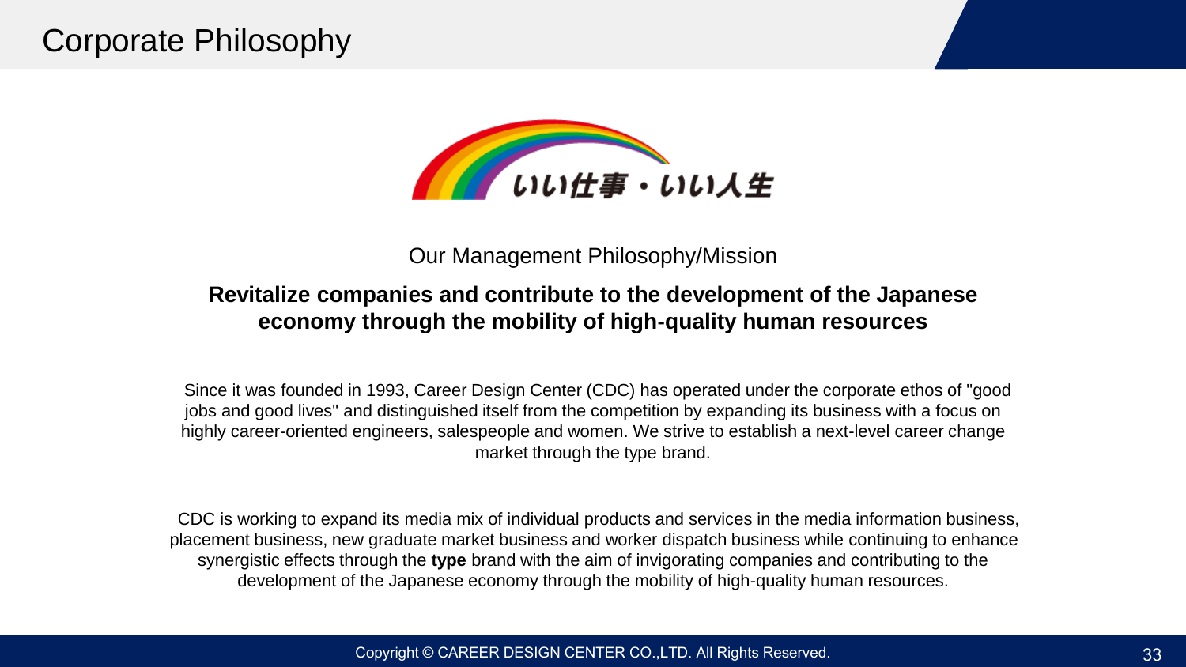# Corporate Philosophy

いい仕事・いい人生

Our Management Philosophy/Mission

**Revitalize companies and contribute to the development of the Japanese economy through the mobility of high-quality human resources**

Since it was founded in 1993, Career Design Center (CDC) has operated under the corporate ethos of "good jobs and good lives" and distinguished itself from the competition by expanding its business with a focus on highly career-oriented engineers, salespeople and women. We strive to establish a next-level career change market through the type brand.

CDC is working to expand its media mix of individual products and services in the media information business, placement business, new graduate market business and worker dispatch business while continuing to enhance synergistic effects through the **type** brand with the aim of invigorating companies and contributing to the development of the Japanese economy through the mobility of high-quality human resources.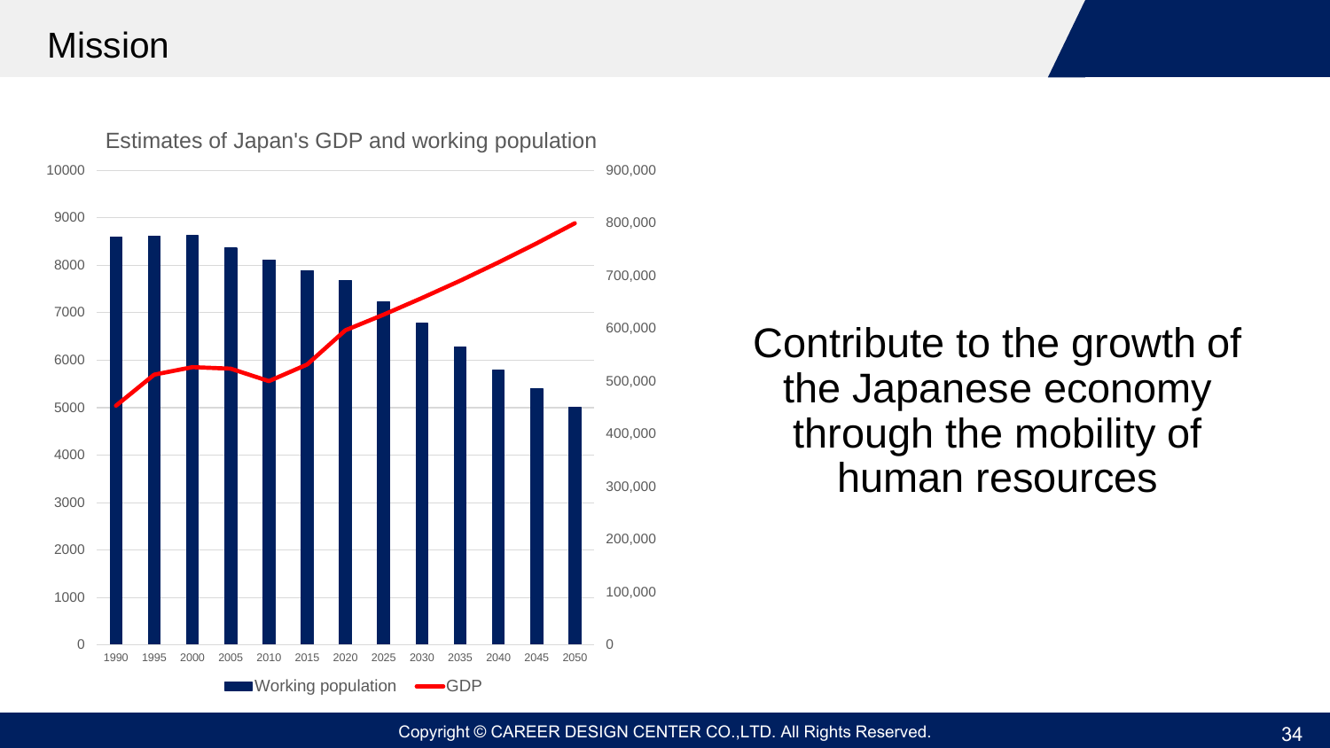# Mission

Estimates of Japan's GDP and working population

10000
9000
8000
7000
6000
5000
4000
3000
2000
1000
0

900,000
800,000
700,000
600,000
500,000
400,000
300,000
200,000
100,000
0

1990 1995 2000 2005 2010 2015 2020 2025 2030 2035 2040 2045 2050

Working population GDP

Contribute to the growth of the Japanese economy through the mobility of human resources

Copyright © CAREER DESIGN CENTER CO.,LTD. All Rights Reserved.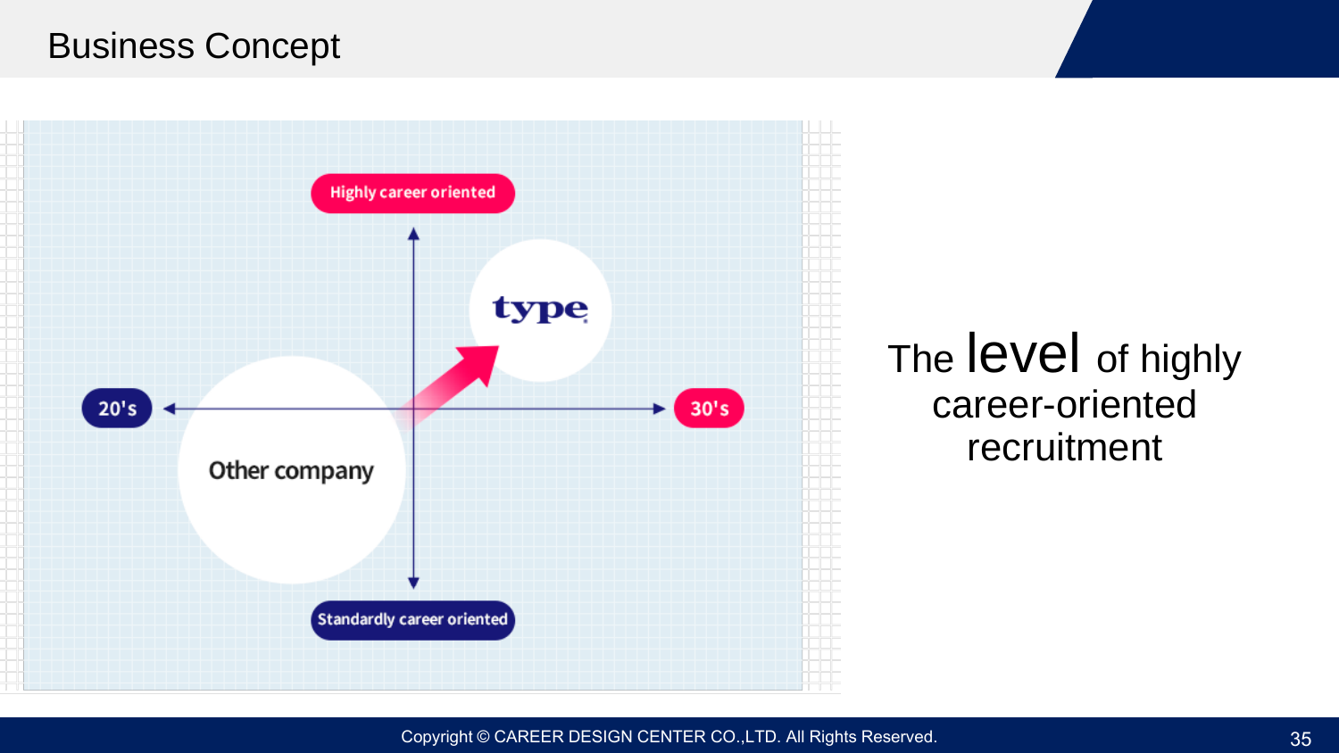# Business Concept

Highly career oriented

type

20's

Other company

30's

Standardly career oriented

The level of highly career-oriented recruitment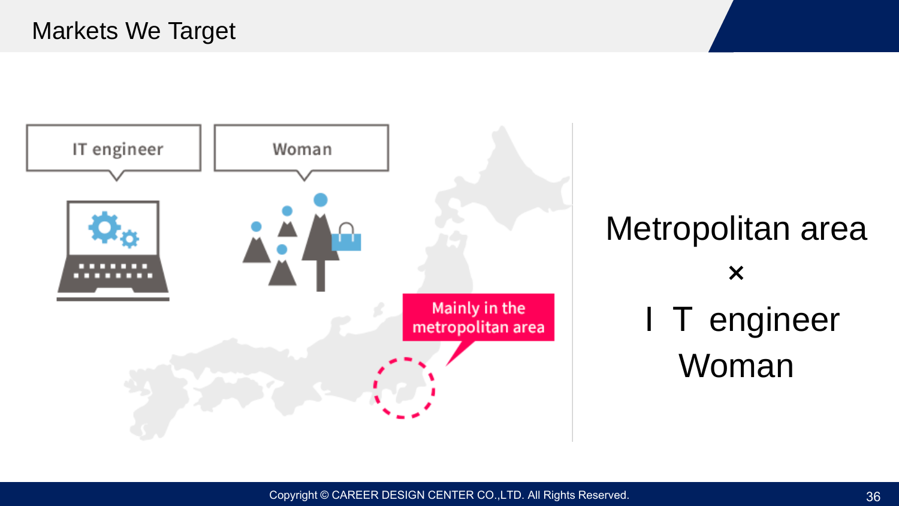# Markets We Target

IT engineer

Woman

Mainly in the metropolitan area

Metropolitan area

×

ＩＴ engineer

Woman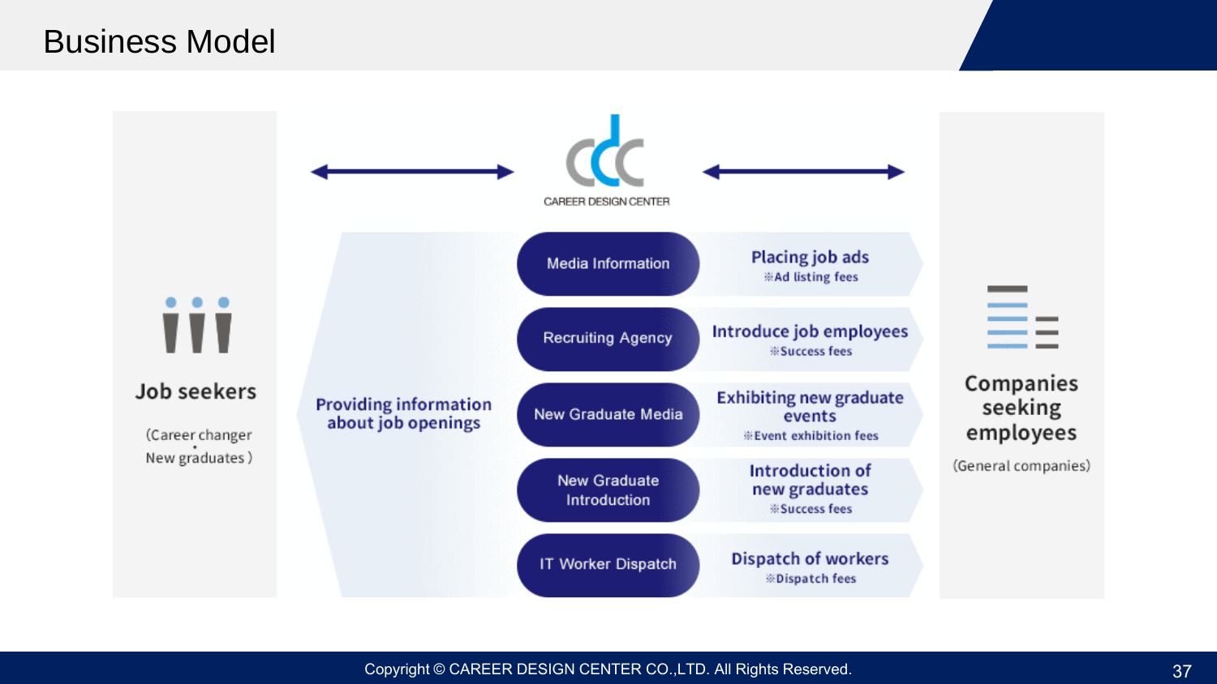# Business Model

CAREER DESIGN CENTER

**Job seekers**

(Career changer・New graduates)

Providing information about job openings

| Service | Offering | Fees |
|---|---|---|
| Media Information | Placing job ads | ※Ad listing fees |
| Recruiting Agency | Introduce job employees | ※Success fees |
| New Graduate Media | Exhibiting new graduate events | ※Event exhibition fees |
| New Graduate Introduction | Introduction of new graduates | ※Success fees |
| IT Worker Dispatch | Dispatch of workers | ※Dispatch fees |

**Companies seeking employees**

(General companies)

Copyright © CAREER DESIGN CENTER CO.,LTD. All Rights Reserved.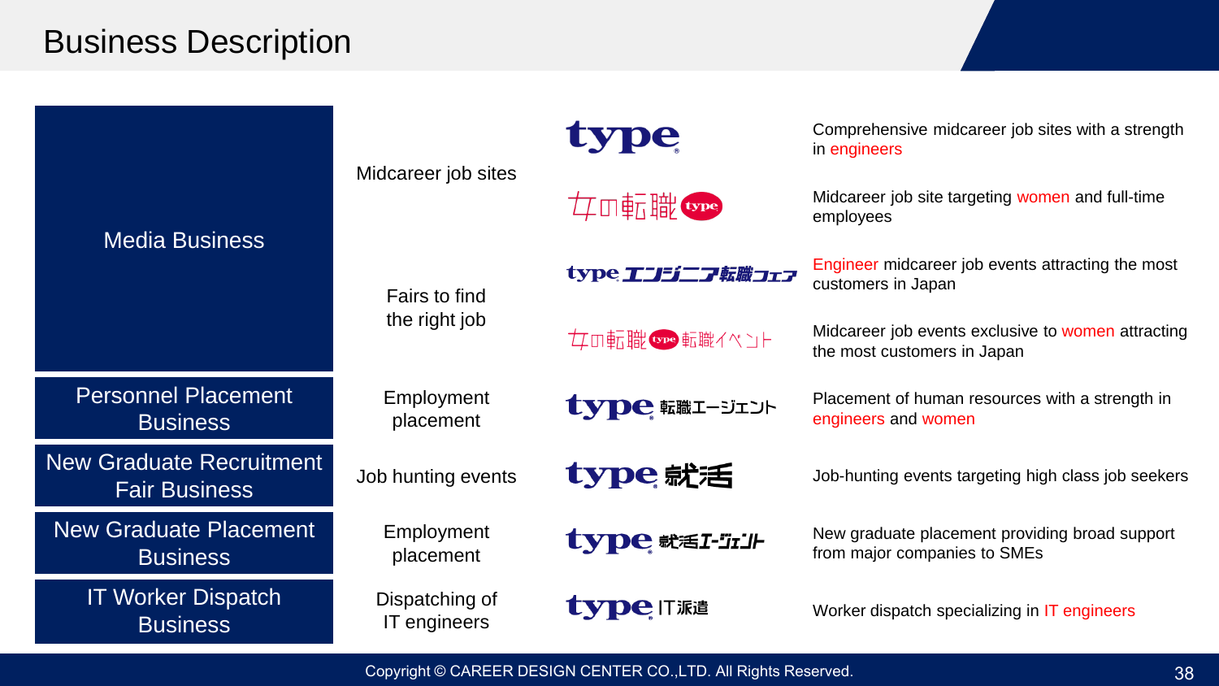# Business Description

| Business | Category | Brand | Description |
|---|---|---|---|
| Media Business | Midcareer job sites | type | Comprehensive midcareer job sites with a strength in engineers |
| | | 女の転職 type | Midcareer job site targeting women and full-time employees |
| | Fairs to find the right job | type エンジニア転職フェア | Engineer midcareer job events attracting the most customers in Japan |
| | | 女の転職 type 転職イベント | Midcareer job events exclusive to women attracting the most customers in Japan |
| Personnel Placement Business | Employment placement | type 転職エージェント | Placement of human resources with a strength in engineers and women |
| New Graduate Recruitment Fair Business | Job hunting events | type 就活 | Job-hunting events targeting high class job seekers |
| New Graduate Placement Business | Employment placement | type 就活エージェント | New graduate placement providing broad support from major companies to SMEs |
| IT Worker Dispatch Business | Dispatching of IT engineers | type IT派遣 | Worker dispatch specializing in IT engineers |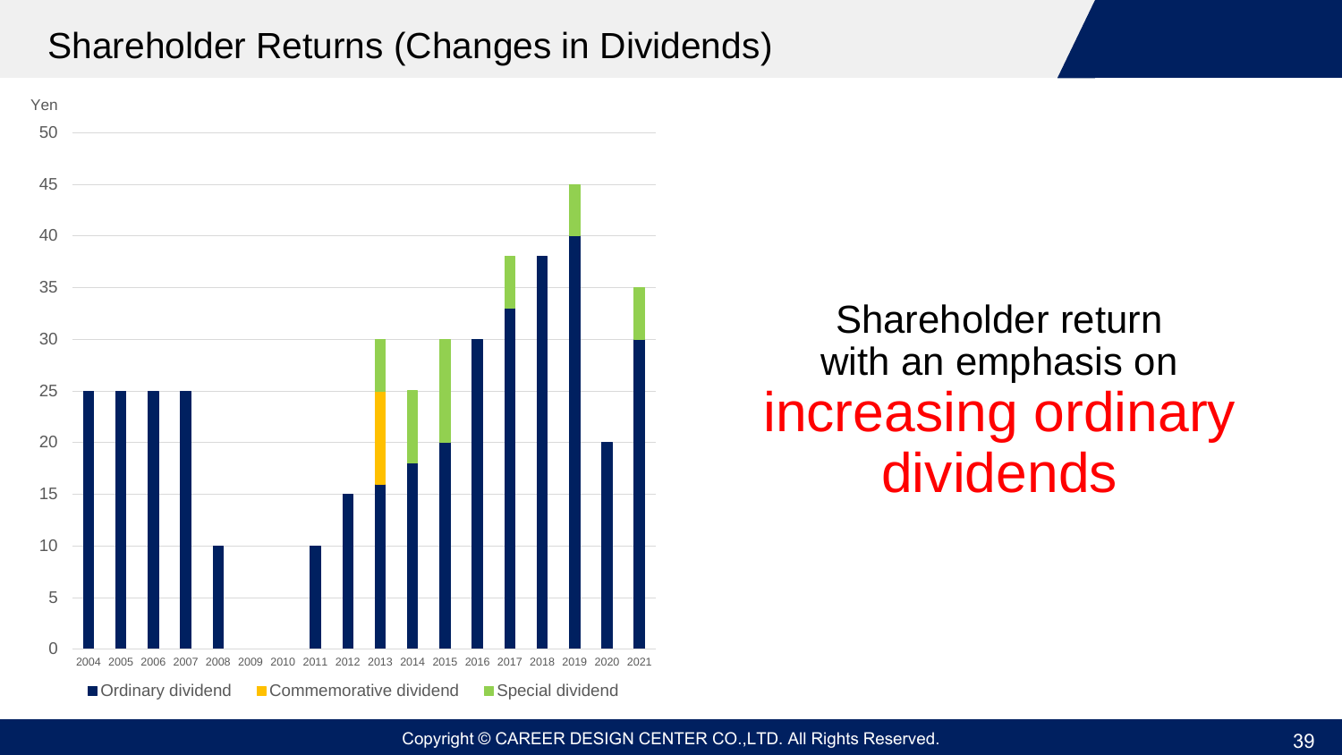# Shareholder Returns (Changes in Dividends)

Yen

50
45
40
35
30
25
20
15
10
5
0

2004 2005 2006 2007 2008 2009 2010 2011 2012 2013 2014 2015 2016 2017 2018 2019 2020 2021

Ordinary dividend
Commemorative dividend
Special dividend

Shareholder return with an emphasis on increasing ordinary dividends

Copyright © CAREER DESIGN CENTER CO.,LTD. All Rights Reserved.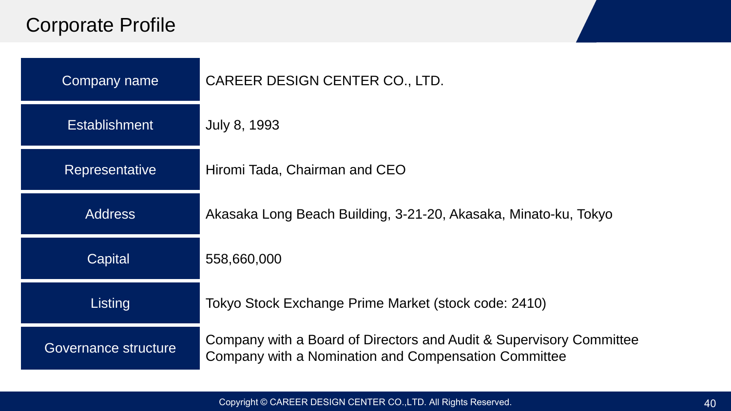# Corporate Profile

| | |
|---|---|
| Company name | CAREER DESIGN CENTER CO., LTD. |
| Establishment | July 8, 1993 |
| Representative | Hiromi Tada, Chairman and CEO |
| Address | Akasaka Long Beach Building, 3-21-20, Akasaka, Minato-ku, Tokyo |
| Capital | 558,660,000 |
| Listing | Tokyo Stock Exchange Prime Market (stock code: 2410) |
| Governance structure | Company with a Board of Directors and Audit & Supervisory Committee<br>Company with a Nomination and Compensation Committee |

Copyright © CAREER DESIGN CENTER CO.,LTD. All Rights Reserved.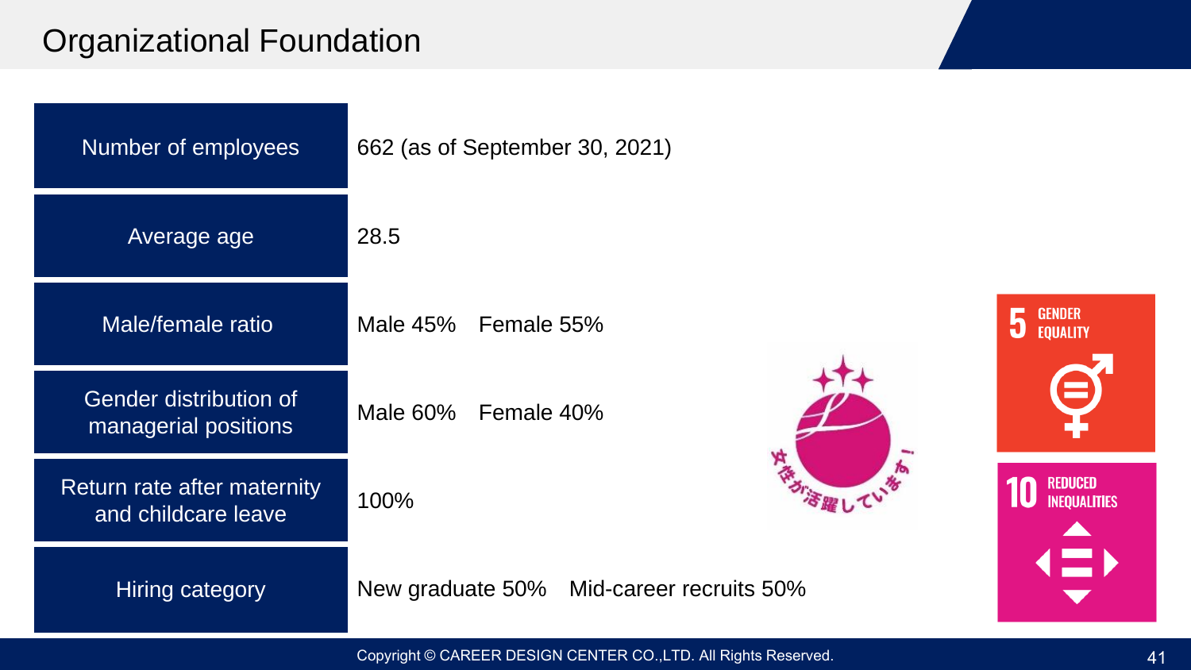# Organizational Foundation

| | |
|---|---|
| Number of employees | 662 (as of September 30, 2021) |
| Average age | 28.5 |
| Male/female ratio | Male 45%　Female 55% |
| Gender distribution of managerial positions | Male 60%　Female 40% |
| Return rate after maternity and childcare leave | 100% |
| Hiring category | New graduate 50%　Mid-career recruits 50% |

女性が活躍しています！

5 GENDER EQUALITY

10 REDUCED INEQUALITIES

Copyright © CAREER DESIGN CENTER CO.,LTD. All Rights Reserved.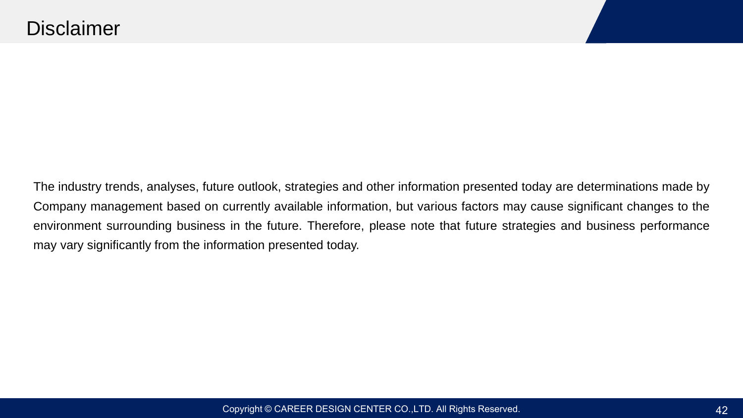# Disclaimer

The industry trends, analyses, future outlook, strategies and other information presented today are determinations made by Company management based on currently available information, but various factors may cause significant changes to the environment surrounding business in the future. Therefore, please note that future strategies and business performance may vary significantly from the information presented today.